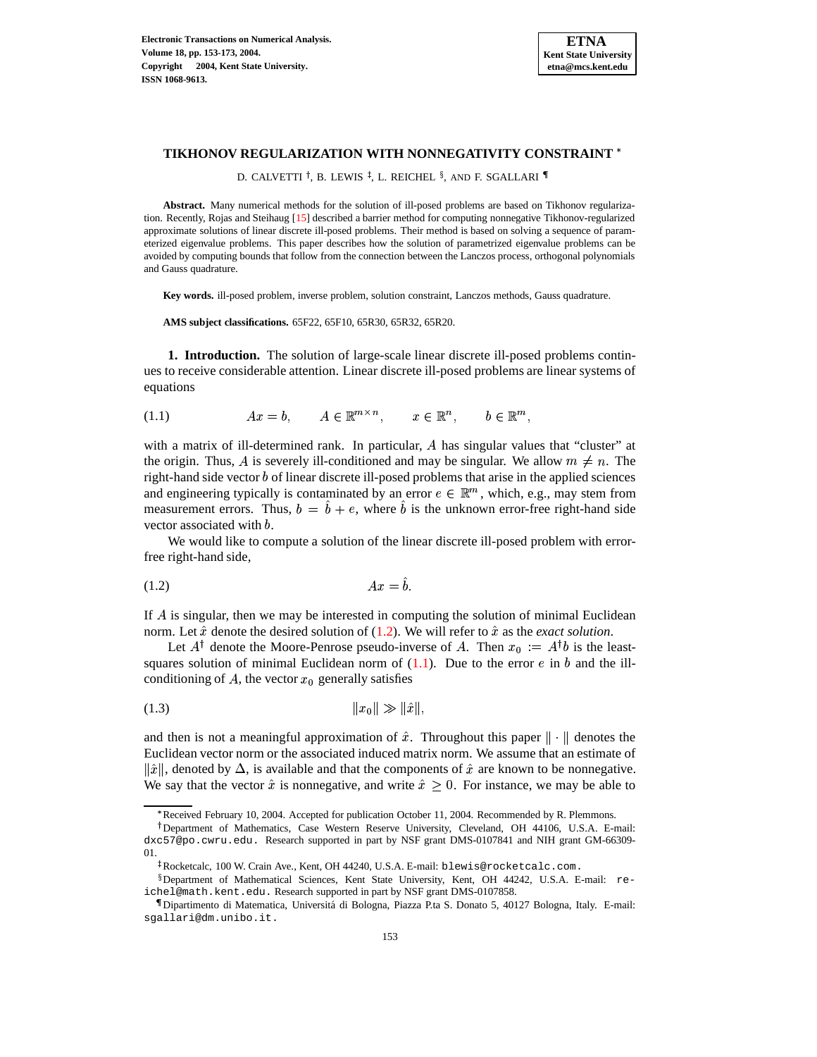# TIKHONOV REGULARIZATION WITH NONNEGATIVITY CONSTRAINT [*]

D. CALVETTI [†], B. LEWIS [‡], L. REICHEL [§], AND F. SGALLARI [¶]

**Abstract.** Many numerical methods for the solution of ill-posed problems are based on Tikhonov regularization. Recently, Rojas and Steihaug [15] described a barrier method for computing nonnegative Tikhonov-regularized approximate solutions of linear discrete ill-posed problems. Their method is based on solving a sequence of parameterized eigenvalue problems. This paper describes how the solution of parametrized eigenvalue problems can be avoided by computing bounds that follow from the connection between the Lanczos process, orthogonal polynomials and Gauss quadrature.

**Key words.** ill-posed problem, inverse problem, solution constraint, Lanczos methods, Gauss quadrature.

**AMS subject classifications.** 65F22, 65F10, 65R30, 65R32, 65R20.

## 1. Introduction.

The solution of large-scale linear discrete ill-posed problems continues to receive considerable attention. Linear discrete ill-posed problems are linear systems of equations

$$Ax = b, \qquad A \in \mathbb{R}^{m\times n}, \qquad x \in \mathbb{R}^n, \qquad b \in \mathbb{R}^m, \tag{1.1}$$

with a matrix of ill-determined rank. In particular, $A$ has singular values that "cluster" at the origin. Thus, $A$ is severely ill-conditioned and may be singular. We allow $m \neq n$. The right-hand side vector $b$ of linear discrete ill-posed problems that arise in the applied sciences and engineering typically is contaminated by an error $e \in \mathbb{R}^m$, which, e.g., may stem from measurement errors. Thus, $b = \hat{b} + e$, where $\hat{b}$ is the unknown error-free right-hand side vector associated with $b$.

We would like to compute a solution of the linear discrete ill-posed problem with error-free right-hand side,

$$Ax = \hat{b}. \tag{1.2}$$

If $A$ is singular, then we may be interested in computing the solution of minimal Euclidean norm. Let $\hat{x}$ denote the desired solution of (1.2). We will refer to $\hat{x}$ as the *exact solution*.

Let $A^\dagger$ denote the Moore-Penrose pseudo-inverse of $A$. Then $x_0 := A^\dagger b$ is the least-squares solution of minimal Euclidean norm of (1.1). Due to the error $e$ in $b$ and the ill-conditioning of $A$, the vector $x_0$ generally satisfies

$$\|x_0\| \gg \|\hat{x}\|, \tag{1.3}$$

and then is not a meaningful approximation of $\hat{x}$. Throughout this paper $\|\cdot\|$ denotes the Euclidean vector norm or the associated induced matrix norm. We assume that an estimate of $\|\hat{x}\|$, denoted by $\Delta$, is available and that the components of $\hat{x}$ are known to be nonnegative. We say that the vector $\hat{x}$ is nonnegative, and write $\hat{x} \geq 0$. For instance, we may be able to

---

[*] Received February 10, 2004. Accepted for publication October 11, 2004. Recommended by R. Plemmons.

[†] Department of Mathematics, Case Western Reserve University, Cleveland, OH 44106, U.S.A. E-mail: dxc57@po.cwru.edu. Research supported in part by NSF grant DMS-0107841 and NIH grant GM-66309-01.

[‡] Rocketcalc, 100 W. Crain Ave., Kent, OH 44240, U.S.A. E-mail: blewis@rocketcalc.com.

[§] Department of Mathematical Sciences, Kent State University, Kent, OH 44242, U.S.A. E-mail: reichel@math.kent.edu. Research supported in part by NSF grant DMS-0107858.

[¶] Dipartimento di Matematica, Universitá di Bologna, Piazza P.ta S. Donato 5, 40127 Bologna, Italy. E-mail: sgallari@dm.unibo.it.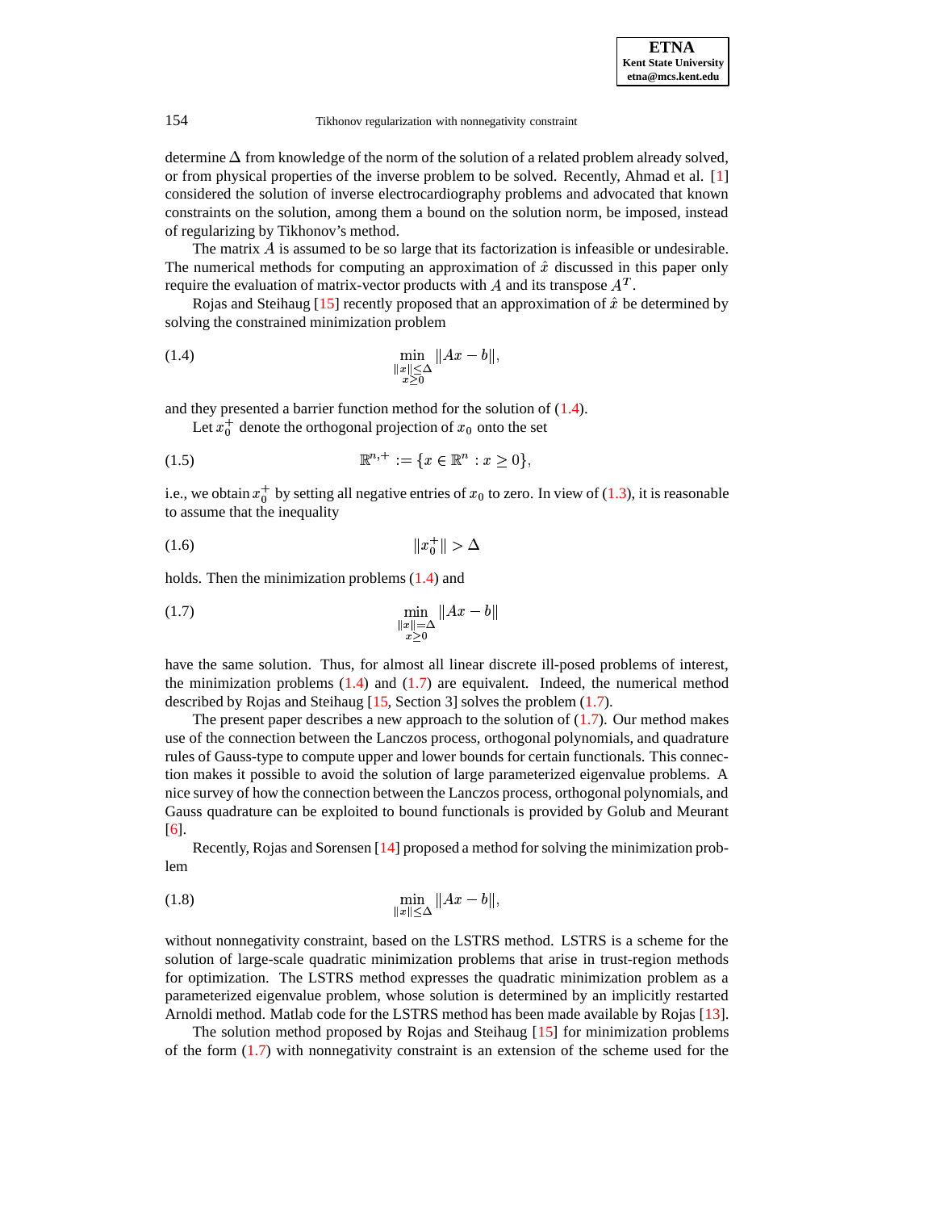determine $\Delta$ from knowledge of the norm of the solution of a related problem already solved, or from physical properties of the inverse problem to be solved. Recently, Ahmad et al. [1] considered the solution of inverse electrocardiography problems and advocated that known constraints on the solution, among them a bound on the solution norm, be imposed, instead of regularizing by Tikhonov's method.

The matrix $A$ is assumed to be so large that its factorization is infeasible or undesirable. The numerical methods for computing an approximation of $\hat{x}$ discussed in this paper only require the evaluation of matrix-vector products with $A$ and its transpose $A^T$.

Rojas and Steihaug [15] recently proposed that an approximation of $\hat{x}$ be determined by solving the constrained minimization problem

$$\min_{\substack{\|x\|\leq\Delta \\ x\geq 0}} \|Ax-b\|, \tag{1.4}$$

and they presented a barrier function method for the solution of (1.4).

Let $x_0^+$ denote the orthogonal projection of $x_0$ onto the set

$$\mathbb{R}^{n,+} := \{x \in \mathbb{R}^n : x \geq 0\}, \tag{1.5}$$

i.e., we obtain $x_0^+$ by setting all negative entries of $x_0$ to zero. In view of (1.3), it is reasonable to assume that the inequality

$$\|x_0^+\| > \Delta \tag{1.6}$$

holds. Then the minimization problems (1.4) and

$$\min_{\substack{\|x\|=\Delta \\ x\geq 0}} \|Ax-b\| \tag{1.7}$$

have the same solution. Thus, for almost all linear discrete ill-posed problems of interest, the minimization problems (1.4) and (1.7) are equivalent. Indeed, the numerical method described by Rojas and Steihaug [15, Section 3] solves the problem (1.7).

The present paper describes a new approach to the solution of (1.7). Our method makes use of the connection between the Lanczos process, orthogonal polynomials, and quadrature rules of Gauss-type to compute upper and lower bounds for certain functionals. This connection makes it possible to avoid the solution of large parameterized eigenvalue problems. A nice survey of how the connection between the Lanczos process, orthogonal polynomials, and Gauss quadrature can be exploited to bound functionals is provided by Golub and Meurant [6].

Recently, Rojas and Sorensen [14] proposed a method for solving the minimization problem

$$\min_{\|x\|\leq\Delta} \|Ax-b\|, \tag{1.8}$$

without nonnegativity constraint, based on the LSTRS method. LSTRS is a scheme for the solution of large-scale quadratic minimization problems that arise in trust-region methods for optimization. The LSTRS method expresses the quadratic minimization problem as a parameterized eigenvalue problem, whose solution is determined by an implicitly restarted Arnoldi method. Matlab code for the LSTRS method has been made available by Rojas [13].

The solution method proposed by Rojas and Steihaug [15] for minimization problems of the form (1.7) with nonnegativity constraint is an extension of the scheme used for the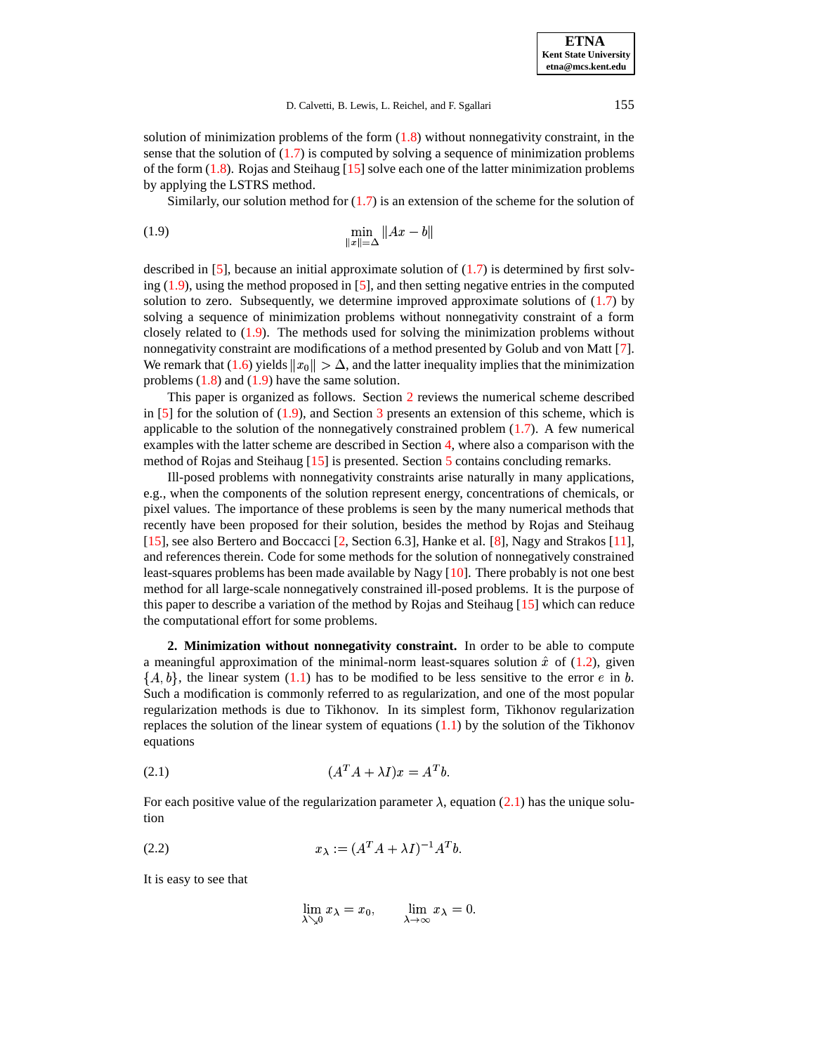solution of minimization problems of the form (1.8) without nonnegativity constraint, in the sense that the solution of (1.7) is computed by solving a sequence of minimization problems of the form (1.8). Rojas and Steihaug [15] solve each one of the latter minimization problems by applying the LSTRS method.

Similarly, our solution method for (1.7) is an extension of the scheme for the solution of

$$\min_{\|x\|=\Delta} \|Ax - b\| \tag{1.9}$$

described in [5], because an initial approximate solution of (1.7) is determined by first solving (1.9), using the method proposed in [5], and then setting negative entries in the computed solution to zero. Subsequently, we determine improved approximate solutions of (1.7) by solving a sequence of minimization problems without nonnegativity constraint of a form closely related to (1.9). The methods used for solving the minimization problems without nonnegativity constraint are modifications of a method presented by Golub and von Matt [7]. We remark that (1.6) yields $\|x_0\| > \Delta$, and the latter inequality implies that the minimization problems (1.8) and (1.9) have the same solution.

This paper is organized as follows. Section 2 reviews the numerical scheme described in [5] for the solution of (1.9), and Section 3 presents an extension of this scheme, which is applicable to the solution of the nonnegatively constrained problem (1.7). A few numerical examples with the latter scheme are described in Section 4, where also a comparison with the method of Rojas and Steihaug [15] is presented. Section 5 contains concluding remarks.

Ill-posed problems with nonnegativity constraints arise naturally in many applications, e.g., when the components of the solution represent energy, concentrations of chemicals, or pixel values. The importance of these problems is seen by the many numerical methods that recently have been proposed for their solution, besides the method by Rojas and Steihaug [15], see also Bertero and Boccacci [2, Section 6.3], Hanke et al. [8], Nagy and Strakos [11], and references therein. Code for some methods for the solution of nonnegatively constrained least-squares problems has been made available by Nagy [10]. There probably is not one best method for all large-scale nonnegatively constrained ill-posed problems. It is the purpose of this paper to describe a variation of the method by Rojas and Steihaug [15] which can reduce the computational effort for some problems.

## 2. Minimization without nonnegativity constraint.

In order to be able to compute a meaningful approximation of the minimal-norm least-squares solution $\hat{x}$ of (1.2), given $\{A, b\}$, the linear system (1.1) has to be modified to be less sensitive to the error $e$ in $b$. Such a modification is commonly referred to as regularization, and one of the most popular regularization methods is due to Tikhonov. In its simplest form, Tikhonov regularization replaces the solution of the linear system of equations (1.1) by the solution of the Tikhonov equations

$$(A^T A + \lambda I)x = A^T b. \tag{2.1}$$

For each positive value of the regularization parameter $\lambda$, equation (2.1) has the unique solution

$$x_\lambda := (A^T A + \lambda I)^{-1} A^T b. \tag{2.2}$$

It is easy to see that

$$\lim_{\lambda \searrow 0} x_\lambda = x_0, \qquad \lim_{\lambda \to \infty} x_\lambda = 0.$$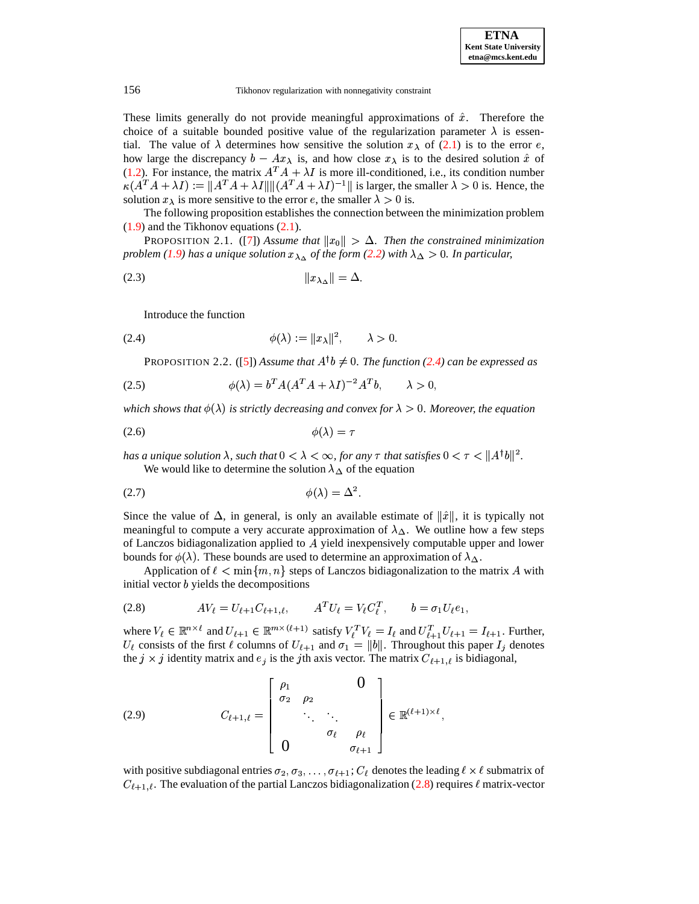These limits generally do not provide meaningful approximations of $\hat{x}$. Therefore the choice of a suitable bounded positive value of the regularization parameter $\lambda$ is essential. The value of $\lambda$ determines how sensitive the solution $x_\lambda$ of (2.1) is to the error $e$, how large the discrepancy $b - Ax_\lambda$ is, and how close $x_\lambda$ is to the desired solution $\hat{x}$ of (1.2). For instance, the matrix $A^T A + \lambda I$ is more ill-conditioned, i.e., its condition number $\kappa(A^T A + \lambda I) := \|A^T A + \lambda I\| \|(A^T A + \lambda I)^{-1}\|$ is larger, the smaller $\lambda > 0$ is. Hence, the solution $x_\lambda$ is more sensitive to the error $e$, the smaller $\lambda > 0$ is.

The following proposition establishes the connection between the minimization problem (1.9) and the Tikhonov equations (2.1).

PROPOSITION 2.1. ([7]) *Assume that $\|x_0\| > \Delta$. Then the constrained minimization problem (1.9) has a unique solution $x_{\lambda_\Delta}$ of the form (2.2) with $\lambda_\Delta > 0$. In particular,*

$$\|x_{\lambda_\Delta}\| = \Delta. \tag{2.3}$$

Introduce the function

$$\phi(\lambda) := \|x_\lambda\|^2, \qquad \lambda > 0. \tag{2.4}$$

PROPOSITION 2.2. ([5]) *Assume that $A^\dagger b \neq 0$. The function (2.4) can be expressed as*

$$\phi(\lambda) = b^T A (A^T A + \lambda I)^{-2} A^T b, \qquad \lambda > 0, \tag{2.5}$$

*which shows that $\phi(\lambda)$ is strictly decreasing and convex for $\lambda > 0$. Moreover, the equation*

$$\phi(\lambda) = \tau \tag{2.6}$$

*has a unique solution $\lambda$, such that $0 < \lambda < \infty$, for any $\tau$ that satisfies $0 < \tau < \|A^\dagger b\|^2$.*

We would like to determine the solution $\lambda_\Delta$ of the equation

$$\phi(\lambda) = \Delta^2. \tag{2.7}$$

Since the value of $\Delta$, in general, is only an available estimate of $\|\hat{x}\|$, it is typically not meaningful to compute a very accurate approximation of $\lambda_\Delta$. We outline how a few steps of Lanczos bidiagonalization applied to $A$ yield inexpensively computable upper and lower bounds for $\phi(\lambda)$. These bounds are used to determine an approximation of $\lambda_\Delta$.

Application of $\ell < \min\{m, n\}$ steps of Lanczos bidiagonalization to the matrix $A$ with initial vector $b$ yields the decompositions

$$AV_\ell = U_{\ell+1} C_{\ell+1,\ell}, \qquad A^T U_\ell = V_\ell C_\ell^T, \qquad b = \sigma_1 U_\ell e_1, \tag{2.8}$$

where $V_\ell \in \mathbb{R}^{n \times \ell}$ and $U_{\ell+1} \in \mathbb{R}^{m \times (\ell+1)}$ satisfy $V_\ell^T V_\ell = I_\ell$ and $U_{\ell+1}^T U_{\ell+1} = I_{\ell+1}$. Further, $U_\ell$ consists of the first $\ell$ columns of $U_{\ell+1}$ and $\sigma_1 = \|b\|$. Throughout this paper $I_j$ denotes the $j \times j$ identity matrix and $e_j$ is the $j$th axis vector. The matrix $C_{\ell+1,\ell}$ is bidiagonal,

$$C_{\ell+1,\ell} = \begin{bmatrix} \rho_1 & & & 0 \\ \sigma_2 & \rho_2 & & \\ & \ddots & \ddots & \\ & & \sigma_\ell & \rho_\ell \\ 0 & & & \sigma_{\ell+1} \end{bmatrix} \in \mathbb{R}^{(\ell+1) \times \ell}, \tag{2.9}$$

with positive subdiagonal entries $\sigma_2, \sigma_3, \ldots, \sigma_{\ell+1}$; $C_\ell$ denotes the leading $\ell \times \ell$ submatrix of $C_{\ell+1,\ell}$. The evaluation of the partial Lanczos bidiagonalization (2.8) requires $\ell$ matrix-vector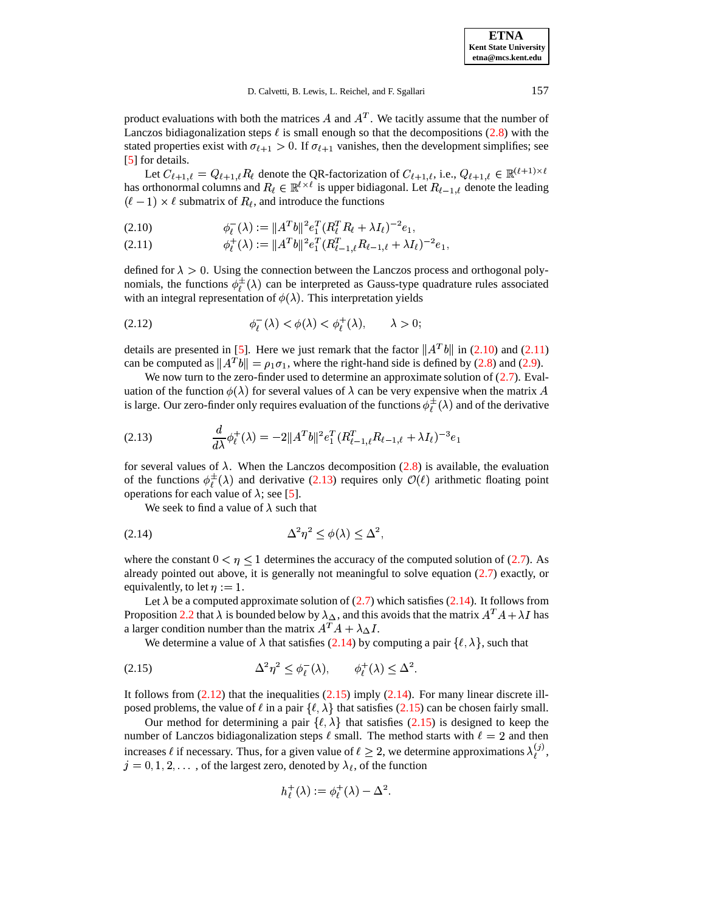product evaluations with both the matrices $A$ and $A^T$. We tacitly assume that the number of Lanczos bidiagonalization steps $\ell$ is small enough so that the decompositions (2.8) with the stated properties exist with $\sigma_{\ell+1} > 0$. If $\sigma_{\ell+1}$ vanishes, then the development simplifies; see [5] for details.

Let $C_{\ell+1,\ell} = Q_{\ell+1,\ell} R_\ell$ denote the QR-factorization of $C_{\ell+1,\ell}$, i.e., $Q_{\ell+1,\ell} \in \mathbb{R}^{(\ell+1)\times\ell}$ has orthonormal columns and $R_\ell \in \mathbb{R}^{\ell\times\ell}$ is upper bidiagonal. Let $R_{\ell-1,\ell}$ denote the leading $(\ell-1)\times\ell$ submatrix of $R_\ell$, and introduce the functions

$$\phi_\ell^-(\lambda) := \|A^T b\|^2 e_1^T (R_\ell^T R_\ell + \lambda I_\ell)^{-2} e_1, \tag{2.10}$$

$$\phi_\ell^+(\lambda) := \|A^T b\|^2 e_1^T (R_{\ell-1,\ell}^T R_{\ell-1,\ell} + \lambda I_\ell)^{-2} e_1, \tag{2.11}$$

defined for $\lambda > 0$. Using the connection between the Lanczos process and orthogonal polynomials, the functions $\phi_\ell^\pm(\lambda)$ can be interpreted as Gauss-type quadrature rules associated with an integral representation of $\phi(\lambda)$. This interpretation yields

$$\phi_\ell^-(\lambda) < \phi(\lambda) < \phi_\ell^+(\lambda), \qquad \lambda > 0; \tag{2.12}$$

details are presented in [5]. Here we just remark that the factor $\|A^T b\|$ in (2.10) and (2.11) can be computed as $\|A^T b\| = \rho_1 \sigma_1$, where the right-hand side is defined by (2.8) and (2.9).

We now turn to the zero-finder used to determine an approximate solution of (2.7). Evaluation of the function $\phi(\lambda)$ for several values of $\lambda$ can be very expensive when the matrix $A$ is large. Our zero-finder only requires evaluation of the functions $\phi_\ell^\pm(\lambda)$ and of the derivative

$$\frac{d}{d\lambda}\phi_\ell^+(\lambda) = -2\|A^T b\|^2 e_1^T (R_{\ell-1,\ell}^T R_{\ell-1,\ell} + \lambda I_\ell)^{-3} e_1 \tag{2.13}$$

for several values of $\lambda$. When the Lanczos decomposition (2.8) is available, the evaluation of the functions $\phi_\ell^\pm(\lambda)$ and derivative (2.13) requires only $\mathcal{O}(\ell)$ arithmetic floating point operations for each value of $\lambda$; see [5].

We seek to find a value of $\lambda$ such that

$$\Delta^2 \eta^2 \leq \phi(\lambda) \leq \Delta^2, \tag{2.14}$$

where the constant $0 < \eta \leq 1$ determines the accuracy of the computed solution of (2.7). As already pointed out above, it is generally not meaningful to solve equation (2.7) exactly, or equivalently, to let $\eta := 1$.

Let $\lambda$ be a computed approximate solution of (2.7) which satisfies (2.14). It follows from Proposition 2.2 that $\lambda$ is bounded below by $\lambda_\Delta$, and this avoids that the matrix $A^T A + \lambda I$ has a larger condition number than the matrix $A^T A + \lambda_\Delta I$.

We determine a value of $\lambda$ that satisfies (2.14) by computing a pair $\{\ell, \lambda\}$, such that

$$\Delta^2 \eta^2 \leq \phi_\ell^-(\lambda), \qquad \phi_\ell^+(\lambda) \leq \Delta^2. \tag{2.15}$$

It follows from (2.12) that the inequalities (2.15) imply (2.14). For many linear discrete ill-posed problems, the value of $\ell$ in a pair $\{\ell, \lambda\}$ that satisfies (2.15) can be chosen fairly small.

Our method for determining a pair $\{\ell, \lambda\}$ that satisfies (2.15) is designed to keep the number of Lanczos bidiagonalization steps $\ell$ small. The method starts with $\ell = 2$ and then increases $\ell$ if necessary. Thus, for a given value of $\ell \geq 2$, we determine approximations $\lambda_\ell^{(j)}$, $j = 0, 1, 2, \ldots$, of the largest zero, denoted by $\lambda_\ell$, of the function

$$h_\ell^+(\lambda) := \phi_\ell^+(\lambda) - \Delta^2.$$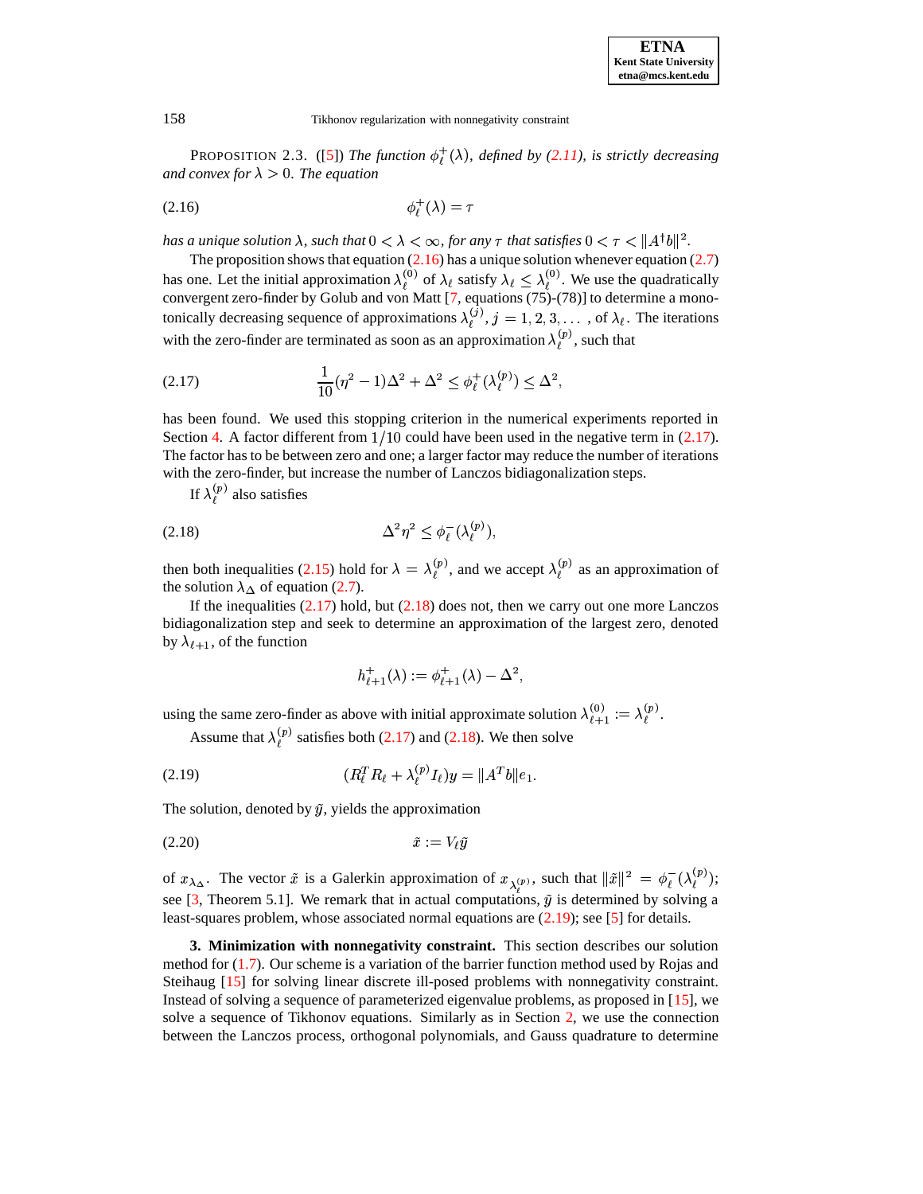PROPOSITION 2.3. ([5]) *The function $\phi_\ell^+(\lambda)$, defined by (2.11), is strictly decreasing and convex for $\lambda > 0$. The equation*

$$\phi_\ell^+(\lambda) = \tau \tag{2.16}$$

*has a unique solution $\lambda$, such that $0 < \lambda < \infty$, for any $\tau$ that satisfies $0 < \tau < \|A^\dagger b\|^2$.*

The proposition shows that equation (2.16) has a unique solution whenever equation (2.7) has one. Let the initial approximation $\lambda_\ell^{(0)}$ of $\lambda_\ell$ satisfy $\lambda_\ell \leq \lambda_\ell^{(0)}$. We use the quadratically convergent zero-finder by Golub and von Matt [7, equations (75)-(78)] to determine a monotonically decreasing sequence of approximations $\lambda_\ell^{(j)}$, $j = 1, 2, 3, \ldots$ , of $\lambda_\ell$. The iterations with the zero-finder are terminated as soon as an approximation $\lambda_\ell^{(p)}$, such that

$$\frac{1}{10}(\eta^2 - 1)\Delta^2 + \Delta^2 \leq \phi_\ell^+(\lambda_\ell^{(p)}) \leq \Delta^2, \tag{2.17}$$

has been found. We used this stopping criterion in the numerical experiments reported in Section 4. A factor different from $1/10$ could have been used in the negative term in (2.17). The factor has to be between zero and one; a larger factor may reduce the number of iterations with the zero-finder, but increase the number of Lanczos bidiagonalization steps.

If $\lambda_\ell^{(p)}$ also satisfies

$$\Delta^2 \eta^2 \leq \phi_\ell^-(\lambda_\ell^{(p)}), \tag{2.18}$$

then both inequalities (2.15) hold for $\lambda = \lambda_\ell^{(p)}$, and we accept $\lambda_\ell^{(p)}$ as an approximation of the solution $\lambda_\Delta$ of equation (2.7).

If the inequalities (2.17) hold, but (2.18) does not, then we carry out one more Lanczos bidiagonalization step and seek to determine an approximation of the largest zero, denoted by $\lambda_{\ell+1}$, of the function

$$h_{\ell+1}^+(\lambda) := \phi_{\ell+1}^+(\lambda) - \Delta^2,$$

using the same zero-finder as above with initial approximate solution $\lambda_{\ell+1}^{(0)} := \lambda_\ell^{(p)}$.

Assume that $\lambda_\ell^{(p)}$ satisfies both (2.17) and (2.18). We then solve

$$(R_\ell^T R_\ell + \lambda_\ell^{(p)} I_\ell) y = \|A^T b\| e_1. \tag{2.19}$$

The solution, denoted by $\tilde{y}$, yields the approximation

$$\tilde{x} := V_\ell \tilde{y} \tag{2.20}$$

of $x_{\lambda_\Delta}$. The vector $\tilde{x}$ is a Galerkin approximation of $x_{\lambda_\ell^{(p)}}$, such that $\|\tilde{x}\|^2 = \phi_\ell^-(\lambda_\ell^{(p)})$; see [3, Theorem 5.1]. We remark that in actual computations, $\tilde{y}$ is determined by solving a least-squares problem, whose associated normal equations are (2.19); see [5] for details.

**3. Minimization with nonnegativity constraint.** This section describes our solution method for (1.7). Our scheme is a variation of the barrier function method used by Rojas and Steihaug [15] for solving linear discrete ill-posed problems with nonnegativity constraint. Instead of solving a sequence of parameterized eigenvalue problems, as proposed in [15], we solve a sequence of Tikhonov equations. Similarly as in Section 2, we use the connection between the Lanczos process, orthogonal polynomials, and Gauss quadrature to determine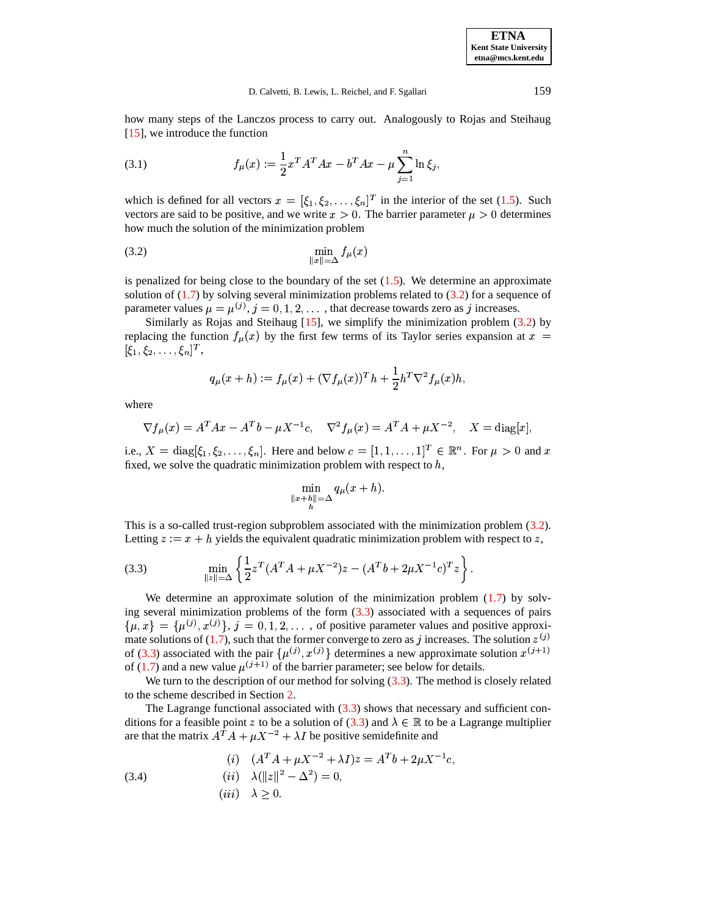how many steps of the Lanczos process to carry out. Analogously to Rojas and Steihaug [15], we introduce the function

$$f_\mu(x) := \frac{1}{2}x^T A^T A x - b^T A x - \mu \sum_{j=1}^{n} \ln \xi_j, \tag{3.1}$$

which is defined for all vectors $x = [\xi_1, \xi_2, \ldots, \xi_n]^T$ in the interior of the set (1.5). Such vectors are said to be positive, and we write $x > 0$. The barrier parameter $\mu > 0$ determines how much the solution of the minimization problem

$$\min_{\|x\|=\Delta} f_\mu(x) \tag{3.2}$$

is penalized for being close to the boundary of the set (1.5). We determine an approximate solution of (1.7) by solving several minimization problems related to (3.2) for a sequence of parameter values $\mu = \mu^{(j)}$, $j = 0, 1, 2, \ldots$ , that decrease towards zero as $j$ increases.

Similarly as Rojas and Steihaug [15], we simplify the minimization problem (3.2) by replacing the function $f_\mu(x)$ by the first few terms of its Taylor series expansion at $x = [\xi_1, \xi_2, \ldots, \xi_n]^T$,

$$q_\mu(x+h) := f_\mu(x) + (\nabla f_\mu(x))^T h + \frac{1}{2}h^T \nabla^2 f_\mu(x) h,$$

where

$$\nabla f_\mu(x) = A^T A x - A^T b - \mu X^{-1} c, \quad \nabla^2 f_\mu(x) = A^T A + \mu X^{-2}, \quad X = \mathrm{diag}[x],$$

i.e., $X = \mathrm{diag}[\xi_1, \xi_2, \ldots, \xi_n]$. Here and below $c = [1, 1, \ldots, 1]^T \in \mathbb{R}^n$. For $\mu > 0$ and $x$ fixed, we solve the quadratic minimization problem with respect to $h$,

$$\min_{\substack{\|x+h\|=\Delta \\ h}} q_\mu(x+h).$$

This is a so-called trust-region subproblem associated with the minimization problem (3.2). Letting $z := x + h$ yields the equivalent quadratic minimization problem with respect to $z$,

$$\min_{\|z\|=\Delta} \left\{ \frac{1}{2} z^T (A^T A + \mu X^{-2}) z - (A^T b + 2\mu X^{-1} c)^T z \right\}. \tag{3.3}$$

We determine an approximate solution of the minimization problem (1.7) by solving several minimization problems of the form (3.3) associated with a sequences of pairs $\{\mu, x\} = \{\mu^{(j)}, x^{(j)}\}$, $j = 0, 1, 2, \ldots$ , of positive parameter values and positive approximate solutions of (1.7), such that the former converge to zero as $j$ increases. The solution $z^{(j)}$ of (3.3) associated with the pair $\{\mu^{(j)}, x^{(j)}\}$ determines a new approximate solution $x^{(j+1)}$ of (1.7) and a new value $\mu^{(j+1)}$ of the barrier parameter; see below for details.

We turn to the description of our method for solving (3.3). The method is closely related to the scheme described in Section 2.

The Lagrange functional associated with (3.3) shows that necessary and sufficient conditions for a feasible point $z$ to be a solution of (3.3) and $\lambda \in \mathbb{R}$ to be a Lagrange multiplier are that the matrix $A^T A + \mu X^{-2} + \lambda I$ be positive semidefinite and

$$\begin{aligned} &(i) \quad (A^T A + \mu X^{-2} + \lambda I) z = A^T b + 2\mu X^{-1} c, \\ &(ii) \quad \lambda(\|z\|^2 - \Delta^2) = 0, \\ &(iii) \quad \lambda \geq 0. \end{aligned} \tag{3.4}$$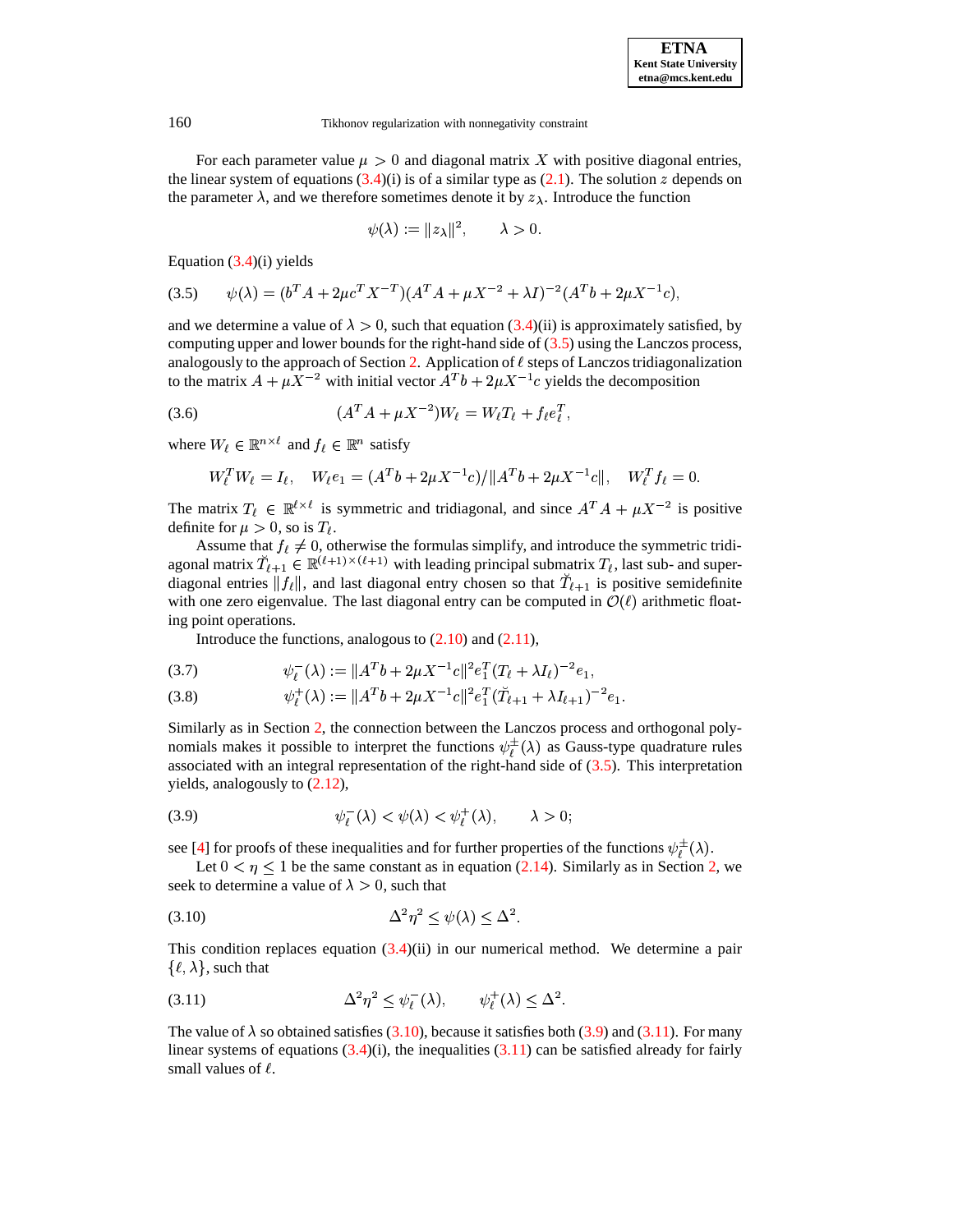For each parameter value $\mu > 0$ and diagonal matrix $X$ with positive diagonal entries, the linear system of equations (3.4)(i) is of a similar type as (2.1). The solution $z$ depends on the parameter $\lambda$, and we therefore sometimes denote it by $z_\lambda$. Introduce the function

$$\psi(\lambda) := \|z_\lambda\|^2, \qquad \lambda > 0.$$

Equation (3.4)(i) yields

$$\psi(\lambda) = (b^T A + 2\mu c^T X^{-T})(A^T A + \mu X^{-2} + \lambda I)^{-2}(A^T b + 2\mu X^{-1} c), \tag{3.5}$$

and we determine a value of $\lambda > 0$, such that equation (3.4)(ii) is approximately satisfied, by computing upper and lower bounds for the right-hand side of (3.5) using the Lanczos process, analogously to the approach of Section 2. Application of $\ell$ steps of Lanczos tridiagonalization to the matrix $A + \mu X^{-2}$ with initial vector $A^T b + 2\mu X^{-1} c$ yields the decomposition

$$(A^T A + \mu X^{-2}) W_\ell = W_\ell T_\ell + f_\ell e_\ell^T, \tag{3.6}$$

where $W_\ell \in \mathbb{R}^{n \times \ell}$ and $f_\ell \in \mathbb{R}^n$ satisfy

$$W_\ell^T W_\ell = I_\ell, \quad W_\ell e_1 = (A^T b + 2\mu X^{-1} c)/\|A^T b + 2\mu X^{-1} c\|, \quad W_\ell^T f_\ell = 0.$$

The matrix $T_\ell \in \mathbb{R}^{\ell \times \ell}$ is symmetric and tridiagonal, and since $A^T A + \mu X^{-2}$ is positive definite for $\mu > 0$, so is $T_\ell$.

Assume that $f_\ell \neq 0$, otherwise the formulas simplify, and introduce the symmetric tridiagonal matrix $\breve{T}_{\ell+1} \in \mathbb{R}^{(\ell+1)\times(\ell+1)}$ with leading principal submatrix $T_\ell$, last sub- and super-diagonal entries $\|f_\ell\|$, and last diagonal entry chosen so that $\breve{T}_{\ell+1}$ is positive semidefinite with one zero eigenvalue. The last diagonal entry can be computed in $\mathcal{O}(\ell)$ arithmetic floating point operations.

Introduce the functions, analogous to (2.10) and (2.11),

$$\psi_\ell^-(\lambda) := \|A^T b + 2\mu X^{-1} c\|^2 e_1^T (T_\ell + \lambda I_\ell)^{-2} e_1, \tag{3.7}$$

$$\psi_\ell^+(\lambda) := \|A^T b + 2\mu X^{-1} c\|^2 e_1^T (\breve{T}_{\ell+1} + \lambda I_{\ell+1})^{-2} e_1. \tag{3.8}$$

Similarly as in Section 2, the connection between the Lanczos process and orthogonal polynomials makes it possible to interpret the functions $\psi_\ell^\pm(\lambda)$ as Gauss-type quadrature rules associated with an integral representation of the right-hand side of (3.5). This interpretation yields, analogously to (2.12),

$$\psi_\ell^-(\lambda) < \psi(\lambda) < \psi_\ell^+(\lambda), \qquad \lambda > 0; \tag{3.9}$$

see [4] for proofs of these inequalities and for further properties of the functions $\psi_\ell^\pm(\lambda)$.

Let $0 < \eta \leq 1$ be the same constant as in equation (2.14). Similarly as in Section 2, we seek to determine a value of $\lambda > 0$, such that

$$\Delta^2 \eta^2 \leq \psi(\lambda) \leq \Delta^2. \tag{3.10}$$

This condition replaces equation (3.4)(ii) in our numerical method. We determine a pair $\{\ell, \lambda\}$, such that

$$\Delta^2 \eta^2 \leq \psi_\ell^-(\lambda), \qquad \psi_\ell^+(\lambda) \leq \Delta^2. \tag{3.11}$$

The value of $\lambda$ so obtained satisfies (3.10), because it satisfies both (3.9) and (3.11). For many linear systems of equations (3.4)(i), the inequalities (3.11) can be satisfied already for fairly small values of $\ell$.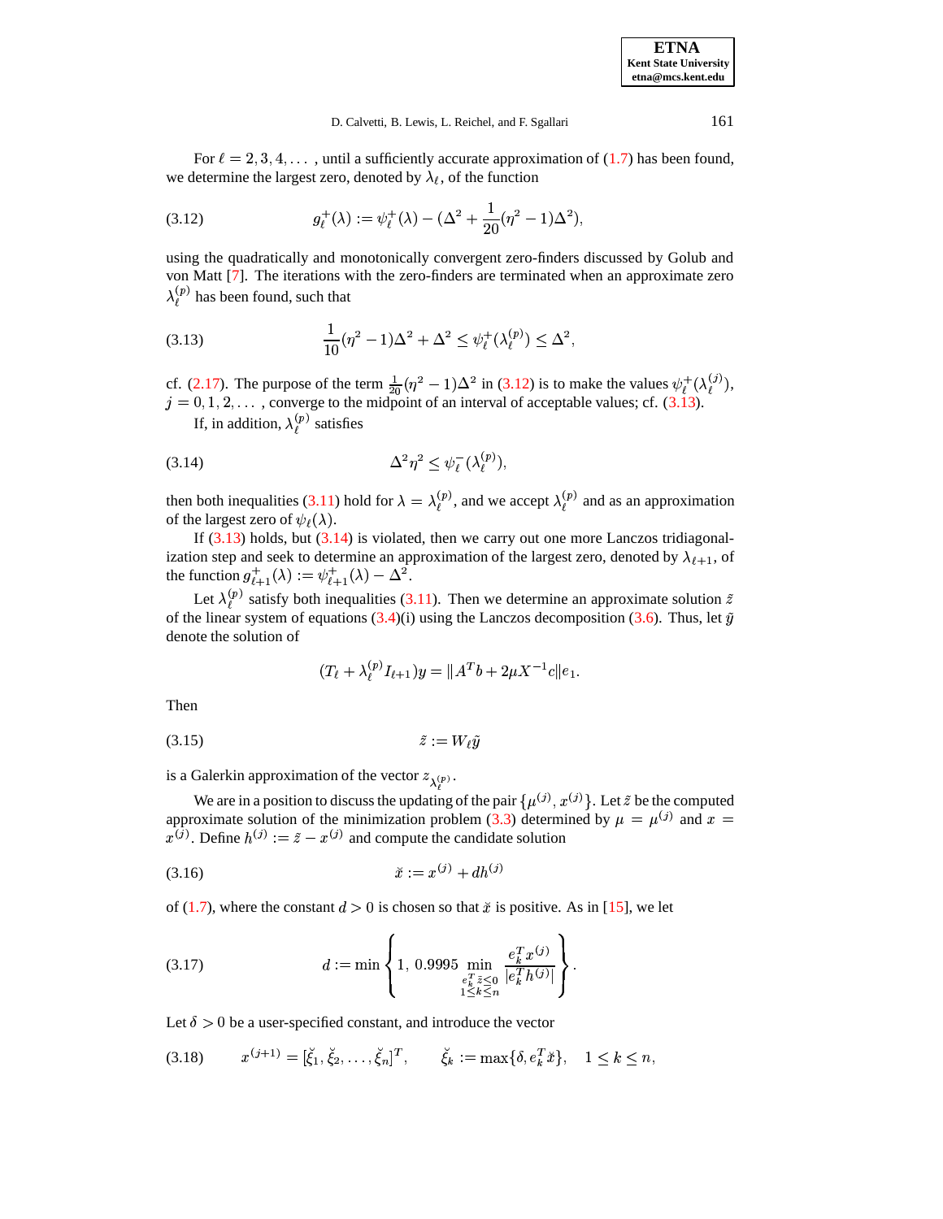For $\ell = 2, 3, 4, \ldots$ , until a sufficiently accurate approximation of (1.7) has been found, we determine the largest zero, denoted by $\lambda_\ell$, of the function

$$g_\ell^+(\lambda) := \psi_\ell^+(\lambda) - (\Delta^2 + \frac{1}{20}(\eta^2 - 1)\Delta^2), \tag{3.12}$$

using the quadratically and monotonically convergent zero-finders discussed by Golub and von Matt [7]. The iterations with the zero-finders are terminated when an approximate zero $\lambda_\ell^{(p)}$ has been found, such that

$$\frac{1}{10}(\eta^2 - 1)\Delta^2 + \Delta^2 \le \psi_\ell^+(\lambda_\ell^{(p)}) \le \Delta^2, \tag{3.13}$$

cf. (2.17). The purpose of the term $\frac{1}{20}(\eta^2 - 1)\Delta^2$ in (3.12) is to make the values $\psi_\ell^+(\lambda_\ell^{(j)})$, $j = 0, 1, 2, \ldots$ , converge to the midpoint of an interval of acceptable values; cf. (3.13).

If, in addition, $\lambda_\ell^{(p)}$ satisfies

$$\Delta^2\eta^2 \le \psi_\ell^-(\lambda_\ell^{(p)}), \tag{3.14}$$

then both inequalities (3.11) hold for $\lambda = \lambda_\ell^{(p)}$, and we accept $\lambda_\ell^{(p)}$ and as an approximation of the largest zero of $\psi_\ell(\lambda)$.

If (3.13) holds, but (3.14) is violated, then we carry out one more Lanczos tridiagonalization step and seek to determine an approximation of the largest zero, denoted by $\lambda_{\ell+1}$, of the function $g_{\ell+1}^+(\lambda) := \psi_{\ell+1}^+(\lambda) - \Delta^2$.

Let $\lambda_\ell^{(p)}$ satisfy both inequalities (3.11). Then we determine an approximate solution $\tilde{z}$ of the linear system of equations (3.4)(i) using the Lanczos decomposition (3.6). Thus, let $\tilde{y}$ denote the solution of

$$(T_\ell + \lambda_\ell^{(p)} I_{\ell+1})y = \|A^T b + 2\mu X^{-1} c\| e_1.$$

Then

$$\tilde{z} := W_\ell \tilde{y} \tag{3.15}$$

is a Galerkin approximation of the vector $z_{\lambda_\ell^{(p)}}$.

We are in a position to discuss the updating of the pair $\{\mu^{(j)}, x^{(j)}\}$. Let $\tilde{z}$ be the computed approximate solution of the minimization problem (3.3) determined by $\mu = \mu^{(j)}$ and $x = x^{(j)}$. Define $h^{(j)} := \tilde{z} - x^{(j)}$ and compute the candidate solution

$$\breve{x} := x^{(j)} + dh^{(j)} \tag{3.16}$$

of (1.7), where the constant $d > 0$ is chosen so that $\breve{x}$ is positive. As in [15], we let

$$d := \min\left\{1,\ 0.9995 \min_{\substack{e_k^T \tilde{z} \le 0 \\ 1 \le k \le n}} \frac{e_k^T x^{(j)}}{|e_k^T h^{(j)}|}\right\}. \tag{3.17}$$

Let $\delta > 0$ be a user-specified constant, and introduce the vector

$$x^{(j+1)} = [\breve{\xi}_1, \breve{\xi}_2, \ldots, \breve{\xi}_n]^T, \qquad \breve{\xi}_k := \max\{\delta, e_k^T \breve{x}\}, \quad 1 \le k \le n, \tag{3.18}$$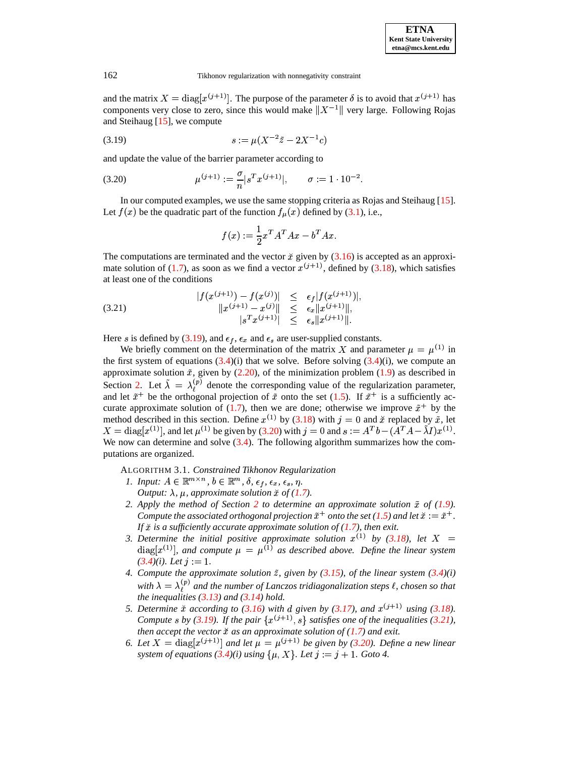and the matrix $X = \text{diag}[x^{(j+1)}]$. The purpose of the parameter $\delta$ is to avoid that $x^{(j+1)}$ has components very close to zero, since this would make $\|X^{-1}\|$ very large. Following Rojas and Steihaug [15], we compute

$$s := \mu(X^{-2}\tilde{z} - 2X^{-1}c) \tag{3.19}$$

and update the value of the barrier parameter according to

$$\mu^{(j+1)} := \frac{\sigma}{n}|s^T x^{(j+1)}|, \qquad \sigma := 1 \cdot 10^{-2}. \tag{3.20}$$

In our computed examples, we use the same stopping criteria as Rojas and Steihaug [15]. Let $f(x)$ be the quadratic part of the function $f_\mu(x)$ defined by (3.1), i.e.,

$$f(x) := \frac{1}{2}x^T A^T A x - b^T A x.$$

The computations are terminated and the vector $\breve{x}$ given by (3.16) is accepted as an approximate solution of (1.7), as soon as we find a vector $x^{(j+1)}$, defined by (3.18), which satisfies at least one of the conditions

$$\begin{aligned} |f(x^{(j+1)}) - f(x^{(j)})| &\leq \epsilon_f |f(x^{(j+1)})|, \\ \|x^{(j+1)} - x^{(j)}\| &\leq \epsilon_x \|x^{(j+1)}\|, \\ |s^T x^{(j+1)}| &\leq \epsilon_s \|x^{(j+1)}\|. \end{aligned} \tag{3.21}$$

Here $s$ is defined by (3.19), and $\epsilon_f$, $\epsilon_x$ and $\epsilon_s$ are user-supplied constants.

We briefly comment on the determination of the matrix $X$ and parameter $\mu = \mu^{(1)}$ in the first system of equations (3.4)(i) that we solve. Before solving (3.4)(i), we compute an approximate solution $\tilde{x}$, given by (2.20), of the minimization problem (1.9) as described in Section 2. Let $\tilde{\lambda} = \lambda_\ell^{(p)}$ denote the corresponding value of the regularization parameter, and let $\tilde{x}^+$ be the orthogonal projection of $\tilde{x}$ onto the set (1.5). If $\tilde{x}^+$ is a sufficiently accurate approximate solution of (1.7), then we are done; otherwise we improve $\tilde{x}^+$ by the method described in this section. Define $x^{(1)}$ by (3.18) with $j = 0$ and $\breve{x}$ replaced by $\tilde{x}$, let $X = \text{diag}[x^{(1)}]$, and let $\mu^{(1)}$ be given by (3.20) with $j = 0$ and $s := A^T b - (A^T A - \tilde{\lambda} I)x^{(1)}$. We now can determine and solve (3.4). The following algorithm summarizes how the computations are organized.

ALGORITHM 3.1. *Constrained Tikhonov Regularization*

1. *Input:* $A \in \mathbb{R}^{m \times n}$, $b \in \mathbb{R}^m$, $\delta$, $\epsilon_f$, $\epsilon_x$, $\epsilon_s$, $\eta$.
   *Output:* $\lambda$, $\mu$, *approximate solution* $\breve{x}$ *of (1.7).*
2. *Apply the method of Section 2 to determine an approximate solution* $\tilde{x}$ *of (1.9). Compute the associated orthogonal projection* $\tilde{x}^+$ *onto the set (1.5) and let* $\breve{x} := \tilde{x}^+$. *If* $\breve{x}$ *is a sufficiently accurate approximate solution of (1.7), then exit.*
3. *Determine the initial positive approximate solution* $x^{(1)}$ *by (3.18), let* $X = \text{diag}[x^{(1)}]$, *and compute* $\mu = \mu^{(1)}$ *as described above. Define the linear system (3.4)(i). Let* $j := 1$.
4. *Compute the approximate solution* $\tilde{z}$, *given by (3.15), of the linear system (3.4)(i) with* $\lambda = \lambda_\ell^{(p)}$ *and the number of Lanczos tridiagonalization steps* $\ell$, *chosen so that the inequalities (3.13) and (3.14) hold.*
5. *Determine* $\breve{x}$ *according to (3.16) with* $d$ *given by (3.17), and* $x^{(j+1)}$ *using (3.18). Compute* $s$ *by (3.19). If the pair* $\{x^{(j+1)}, s\}$ *satisfies one of the inequalities (3.21), then accept the vector* $\breve{x}$ *as an approximate solution of (1.7) and exit.*
6. *Let* $X = \text{diag}[x^{(j+1)}]$ *and let* $\mu = \mu^{(j+1)}$ *be given by (3.20). Define a new linear system of equations (3.4)(i) using* $\{\mu, X\}$. *Let* $j := j + 1$. *Goto 4.*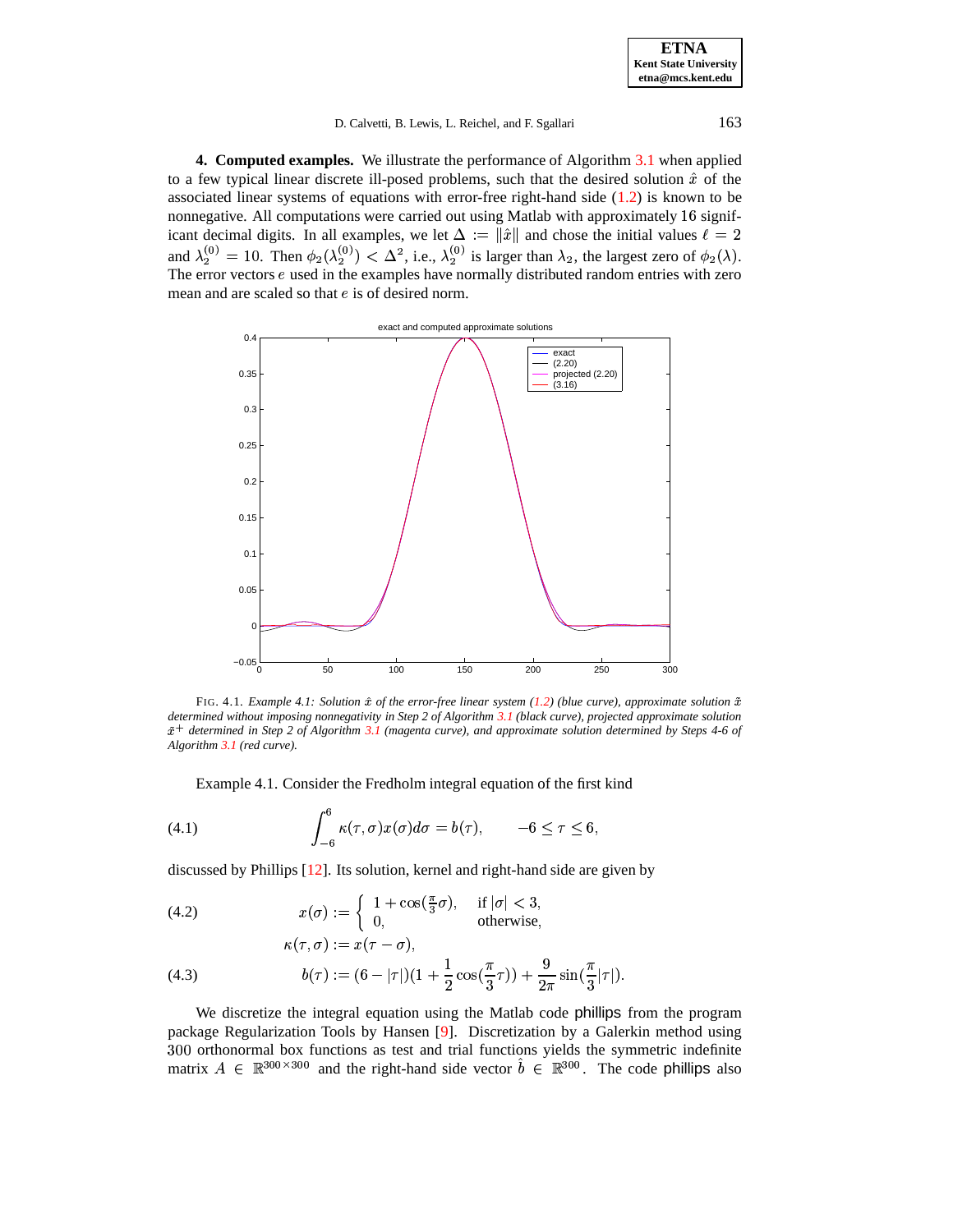**4. Computed examples.** We illustrate the performance of Algorithm 3.1 when applied to a few typical linear discrete ill-posed problems, such that the desired solution $\hat{x}$ of the associated linear systems of equations with error-free right-hand side (1.2) is known to be nonnegative. All computations were carried out using Matlab with approximately 16 significant decimal digits. In all examples, we let $\Delta := \|\hat{x}\|$ and chose the initial values $\ell = 2$ and $\lambda_2^{(0)} = 10$. Then $\phi_2(\lambda_2^{(0)}) < \Delta^2$, i.e., $\lambda_2^{(0)}$ is larger than $\lambda_2$, the largest zero of $\phi_2(\lambda)$. The error vectors $e$ used in the examples have normally distributed random entries with zero mean and are scaled so that $e$ is of desired norm.

FIG. 4.1. *Example 4.1: Solution $\hat{x}$ of the error-free linear system (1.2) (blue curve), approximate solution $\tilde{x}$ determined without imposing nonnegativity in Step 2 of Algorithm 3.1 (black curve), projected approximate solution $\tilde{x}^+$ determined in Step 2 of Algorithm 3.1 (magenta curve), and approximate solution determined by Steps 4-6 of Algorithm 3.1 (red curve).*

Example 4.1. Consider the Fredholm integral equation of the first kind

$$\int_{-6}^{6} \kappa(\tau,\sigma)x(\sigma)d\sigma = b(\tau), \qquad -6 \leq \tau \leq 6, \tag{4.1}$$

discussed by Phillips [12]. Its solution, kernel and right-hand side are given by

$$x(\sigma) := \begin{cases} 1 + \cos(\frac{\pi}{3}\sigma), & \text{if } |\sigma| < 3, \\ 0, & \text{otherwise,} \end{cases} \tag{4.2}$$

$$\kappa(\tau,\sigma) := x(\tau - \sigma),$$

$$b(\tau) := (6 - |\tau|)(1 + \frac{1}{2}\cos(\frac{\pi}{3}\tau)) + \frac{9}{2\pi}\sin(\frac{\pi}{3}|\tau|). \tag{4.3}$$

We discretize the integral equation using the Matlab code phillips from the program package Regularization Tools by Hansen [9]. Discretization by a Galerkin method using 300 orthonormal box functions as test and trial functions yields the symmetric indefinite matrix $A \in \mathbb{R}^{300\times 300}$ and the right-hand side vector $\hat{b} \in \mathbb{R}^{300}$. The code phillips also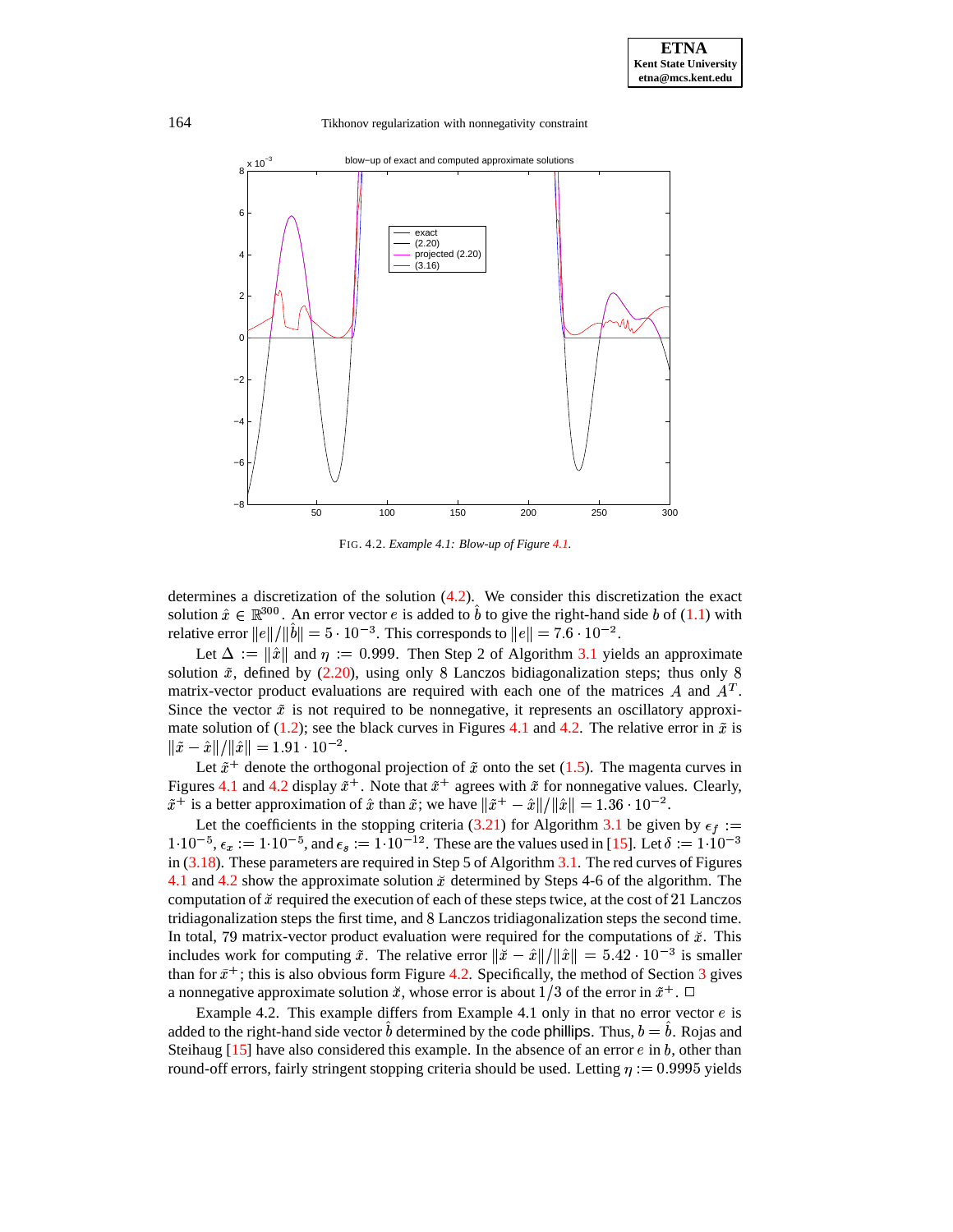FIG. 4.2. *Example 4.1: Blow-up of Figure 4.1.*

determines a discretization of the solution (4.2). We consider this discretization the exact solution $\hat{x} \in \mathbb{R}^{300}$. An error vector $e$ is added to $\hat{b}$ to give the right-hand side $b$ of (1.1) with relative error $\|e\|/\|\hat{b}\| = 5 \cdot 10^{-3}$. This corresponds to $\|e\| = 7.6 \cdot 10^{-2}$.

Let $\Delta := \|\hat{x}\|$ and $\eta := 0.999$. Then Step 2 of Algorithm 3.1 yields an approximate solution $\tilde{x}$, defined by (2.20), using only 8 Lanczos bidiagonalization steps; thus only 8 matrix-vector product evaluations are required with each one of the matrices $A$ and $A^T$. Since the vector $\tilde{x}$ is not required to be nonnegative, it represents an oscillatory approximate solution of (1.2); see the black curves in Figures 4.1 and 4.2. The relative error in $\tilde{x}$ is $\|\tilde{x} - \hat{x}\|/\|\hat{x}\| = 1.91 \cdot 10^{-2}$.

Let $\tilde{x}^+$ denote the orthogonal projection of $\tilde{x}$ onto the set (1.5). The magenta curves in Figures 4.1 and 4.2 display $\tilde{x}^+$. Note that $\tilde{x}^+$ agrees with $\tilde{x}$ for nonnegative values. Clearly, $\tilde{x}^+$ is a better approximation of $\hat{x}$ than $\tilde{x}$; we have $\|\tilde{x}^+ - \hat{x}\|/\|\hat{x}\| = 1.36 \cdot 10^{-2}$.

Let the coefficients in the stopping criteria (3.21) for Algorithm 3.1 be given by $\epsilon_f := 1 \cdot 10^{-5}$, $\epsilon_x := 1 \cdot 10^{-5}$, and $\epsilon_s := 1 \cdot 10^{-12}$. These are the values used in [15]. Let $\delta := 1 \cdot 10^{-3}$ in (3.18). These parameters are required in Step 5 of Algorithm 3.1. The red curves of Figures 4.1 and 4.2 show the approximate solution $\breve{x}$ determined by Steps 4-6 of the algorithm. The computation of $\breve{x}$ required the execution of each of these steps twice, at the cost of 21 Lanczos tridiagonalization steps the first time, and 8 Lanczos tridiagonalization steps the second time. In total, 79 matrix-vector product evaluation were required for the computations of $\breve{x}$. This includes work for computing $\tilde{x}$. The relative error $\|\breve{x} - \hat{x}\|/\|\hat{x}\| = 5.42 \cdot 10^{-3}$ is smaller than for $\bar{x}^+$; this is also obvious form Figure 4.2. Specifically, the method of Section 3 gives a nonnegative approximate solution $\breve{x}$, whose error is about $1/3$ of the error in $\tilde{x}^+$. $\square$

Example 4.2. This example differs from Example 4.1 only in that no error vector $e$ is added to the right-hand side vector $\hat{b}$ determined by the code phillips. Thus, $b = \hat{b}$. Rojas and Steihaug [15] have also considered this example. In the absence of an error $e$ in $b$, other than round-off errors, fairly stringent stopping criteria should be used. Letting $\eta := 0.9995$ yields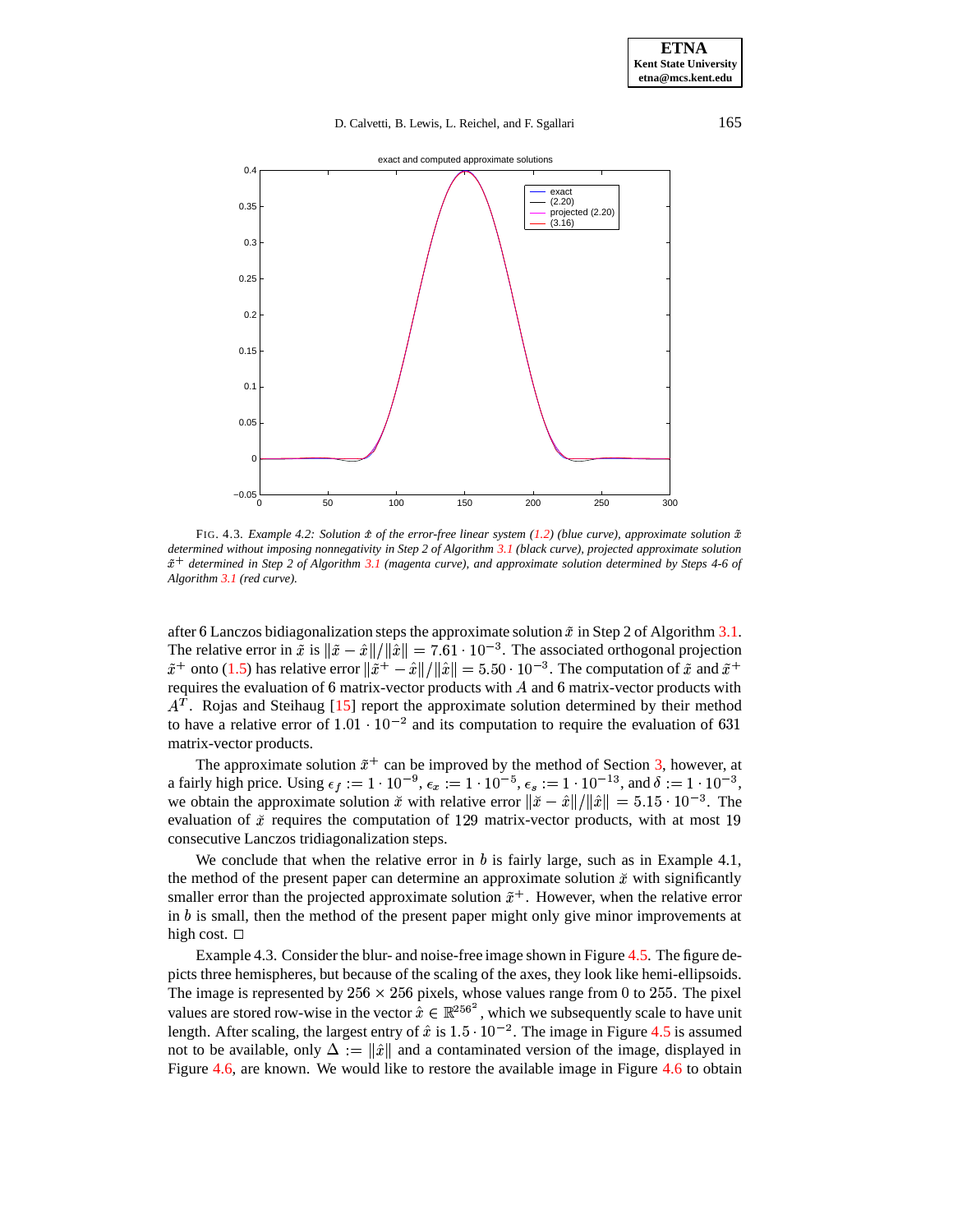FIG. 4.3. *Example 4.2: Solution $\hat{x}$ of the error-free linear system (1.2) (blue curve), approximate solution $\tilde{x}$ determined without imposing nonnegativity in Step 2 of Algorithm 3.1 (black curve), projected approximate solution $\tilde{x}^+$ determined in Step 2 of Algorithm 3.1 (magenta curve), and approximate solution determined by Steps 4-6 of Algorithm 3.1 (red curve).*

after 6 Lanczos bidiagonalization steps the approximate solution $\tilde{x}$ in Step 2 of Algorithm 3.1. The relative error in $\tilde{x}$ is $\|\tilde{x} - \hat{x}\|/\|\hat{x}\| = 7.61 \cdot 10^{-3}$. The associated orthogonal projection $\tilde{x}^+$ onto (1.5) has relative error $\|\tilde{x}^+ - \hat{x}\|/\|\hat{x}\| = 5.50 \cdot 10^{-3}$. The computation of $\tilde{x}$ and $\tilde{x}^+$ requires the evaluation of 6 matrix-vector products with $A$ and 6 matrix-vector products with $A^T$. Rojas and Steihaug [15] report the approximate solution determined by their method to have a relative error of $1.01 \cdot 10^{-2}$ and its computation to require the evaluation of 631 matrix-vector products.

The approximate solution $\tilde{x}^+$ can be improved by the method of Section 3, however, at a fairly high price. Using $\epsilon_f := 1 \cdot 10^{-9}$, $\epsilon_x := 1 \cdot 10^{-5}$, $\epsilon_s := 1 \cdot 10^{-13}$, and $\delta := 1 \cdot 10^{-3}$, we obtain the approximate solution $\breve{x}$ with relative error $\|\breve{x} - \hat{x}\|/\|\hat{x}\| = 5.15 \cdot 10^{-3}$. The evaluation of $\breve{x}$ requires the computation of 129 matrix-vector products, with at most 19 consecutive Lanczos tridiagonalization steps.

We conclude that when the relative error in $b$ is fairly large, such as in Example 4.1, the method of the present paper can determine an approximate solution $\breve{x}$ with significantly smaller error than the projected approximate solution $\tilde{x}^+$. However, when the relative error in $b$ is small, then the method of the present paper might only give minor improvements at high cost. □

Example 4.3. Consider the blur- and noise-free image shown in Figure 4.5. The figure depicts three hemispheres, but because of the scaling of the axes, they look like hemi-ellipsoids. The image is represented by $256 \times 256$ pixels, whose values range from 0 to 255. The pixel values are stored row-wise in the vector $\hat{x} \in \mathbb{R}^{256^2}$, which we subsequently scale to have unit length. After scaling, the largest entry of $\hat{x}$ is $1.5 \cdot 10^{-2}$. The image in Figure 4.5 is assumed not to be available, only $\Delta := \|\hat{x}\|$ and a contaminated version of the image, displayed in Figure 4.6, are known. We would like to restore the available image in Figure 4.6 to obtain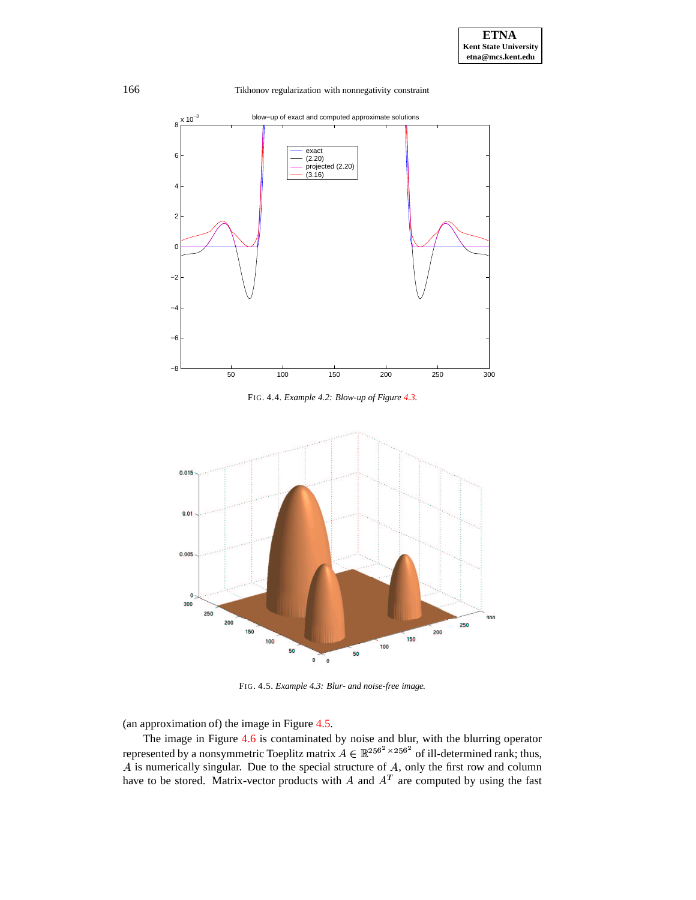FIG. 4.4. *Example 4.2: Blow-up of Figure 4.3.*

FIG. 4.5. *Example 4.3: Blur- and noise-free image.*

(an approximation of) the image in Figure 4.5.

The image in Figure 4.6 is contaminated by noise and blur, with the blurring operator represented by a nonsymmetric Toeplitz matrix $A \in \mathbb{R}^{256^2 \times 256^2}$ of ill-determined rank; thus, $A$ is numerically singular. Due to the special structure of $A$, only the first row and column have to be stored. Matrix-vector products with $A$ and $A^T$ are computed by using the fast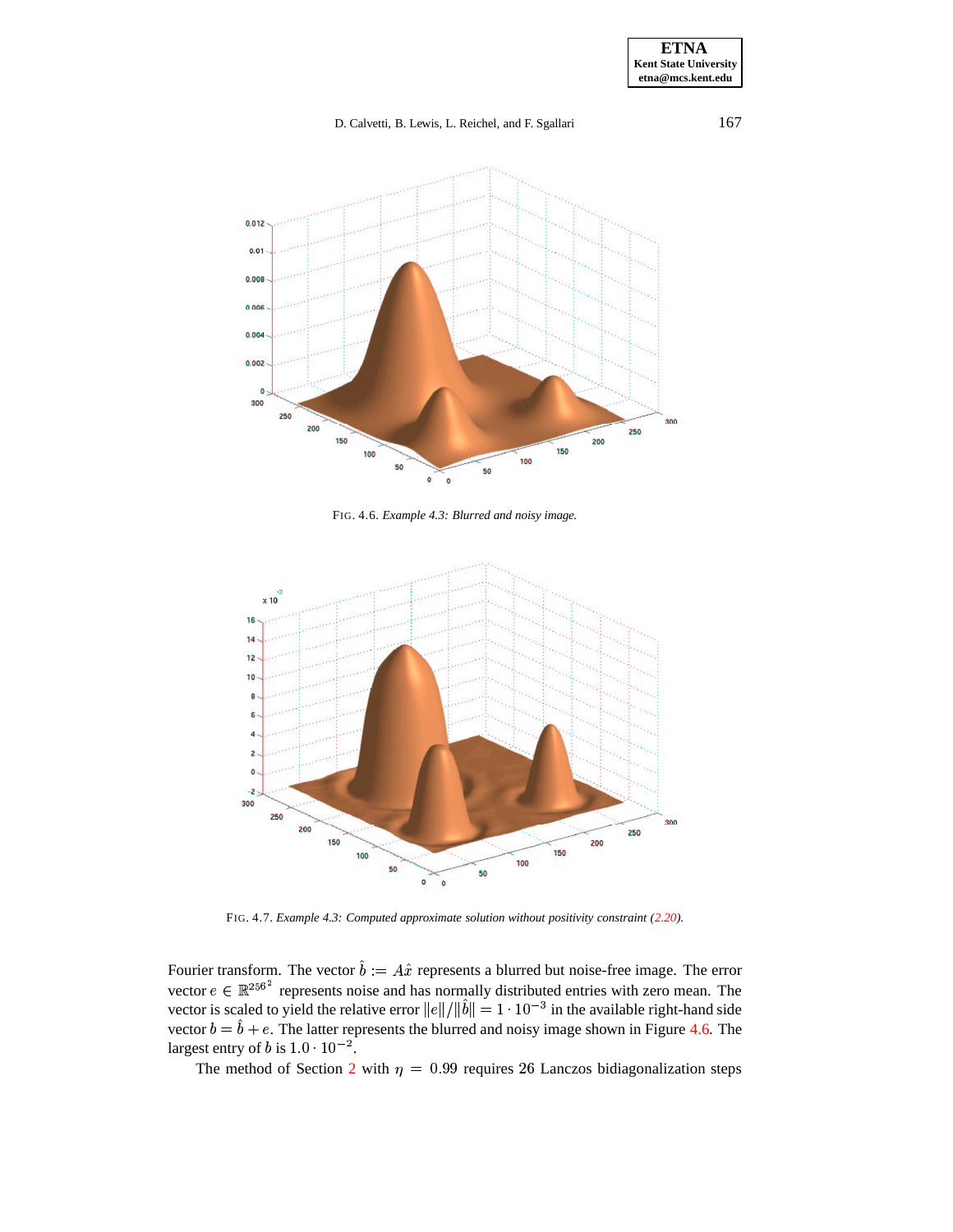FIG. 4.6. *Example 4.3: Blurred and noisy image.*

FIG. 4.7. *Example 4.3: Computed approximate solution without positivity constraint (2.20).*

Fourier transform. The vector $\hat{b} := A\hat{x}$ represents a blurred but noise-free image. The error vector $e \in \mathbb{R}^{256^2}$ represents noise and has normally distributed entries with zero mean. The vector is scaled to yield the relative error $\|e\|/\|\hat{b}\| = 1 \cdot 10^{-3}$ in the available right-hand side vector $b = \hat{b} + e$. The latter represents the blurred and noisy image shown in Figure 4.6. The largest entry of $b$ is $1.0 \cdot 10^{-2}$.

The method of Section 2 with $\eta = 0.99$ requires 26 Lanczos bidiagonalization steps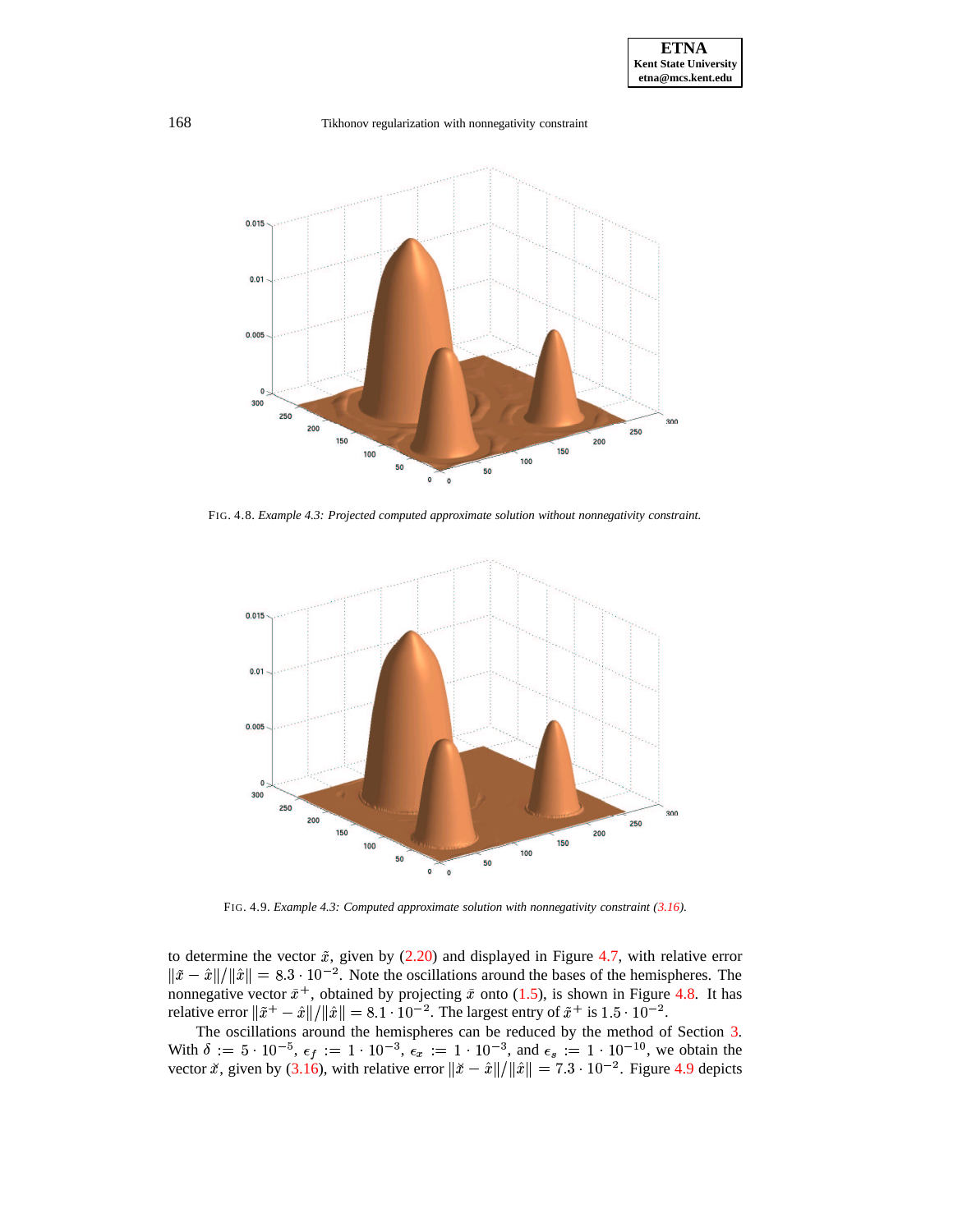FIG. 4.8. *Example 4.3: Projected computed approximate solution without nonnegativity constraint.*

FIG. 4.9. *Example 4.3: Computed approximate solution with nonnegativity constraint (3.16).*

to determine the vector $\tilde{x}$, given by (2.20) and displayed in Figure 4.7, with relative error $\|\tilde{x} - \hat{x}\|/\|\hat{x}\| = 8.3 \cdot 10^{-2}$. Note the oscillations around the bases of the hemispheres. The nonnegative vector $\tilde{x}^+$, obtained by projecting $\tilde{x}$ onto (1.5), is shown in Figure 4.8. It has relative error $\|\tilde{x}^+ - \hat{x}\|/\|\hat{x}\| = 8.1 \cdot 10^{-2}$. The largest entry of $\tilde{x}^+$ is $1.5 \cdot 10^{-2}$.

The oscillations around the hemispheres can be reduced by the method of Section 3. With $\delta := 5 \cdot 10^{-5}$, $\epsilon_f := 1 \cdot 10^{-3}$, $\epsilon_x := 1 \cdot 10^{-3}$, and $\epsilon_s := 1 \cdot 10^{-10}$, we obtain the vector $\breve{x}$, given by (3.16), with relative error $\|\breve{x} - \hat{x}\|/\|\hat{x}\| = 7.3 \cdot 10^{-2}$. Figure 4.9 depicts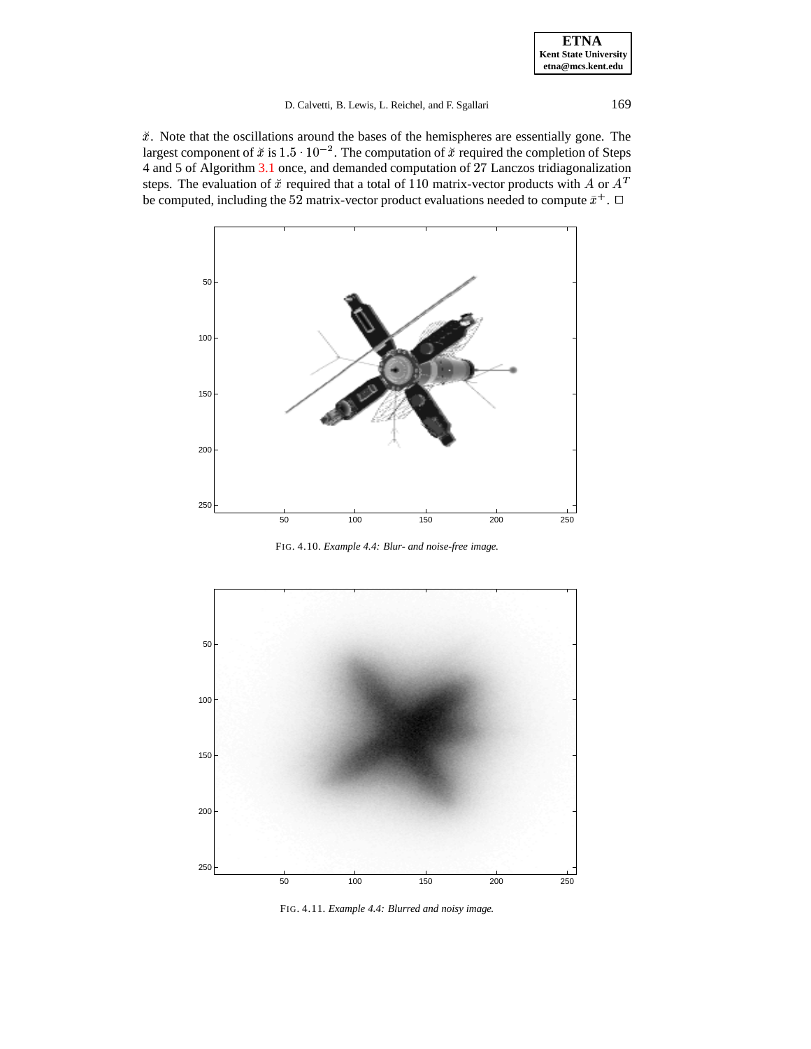$\breve{x}$. Note that the oscillations around the bases of the hemispheres are essentially gone. The largest component of $\breve{x}$ is $1.5 \cdot 10^{-2}$. The computation of $\breve{x}$ required the completion of Steps 4 and 5 of Algorithm 3.1 once, and demanded computation of 27 Lanczos tridiagonalization steps. The evaluation of $\breve{x}$ required that a total of 110 matrix-vector products with $A$ or $A^T$ be computed, including the 52 matrix-vector product evaluations needed to compute $\bar{x}^+$. □

FIG. 4.10. *Example 4.4: Blur- and noise-free image.*

FIG. 4.11. *Example 4.4: Blurred and noisy image.*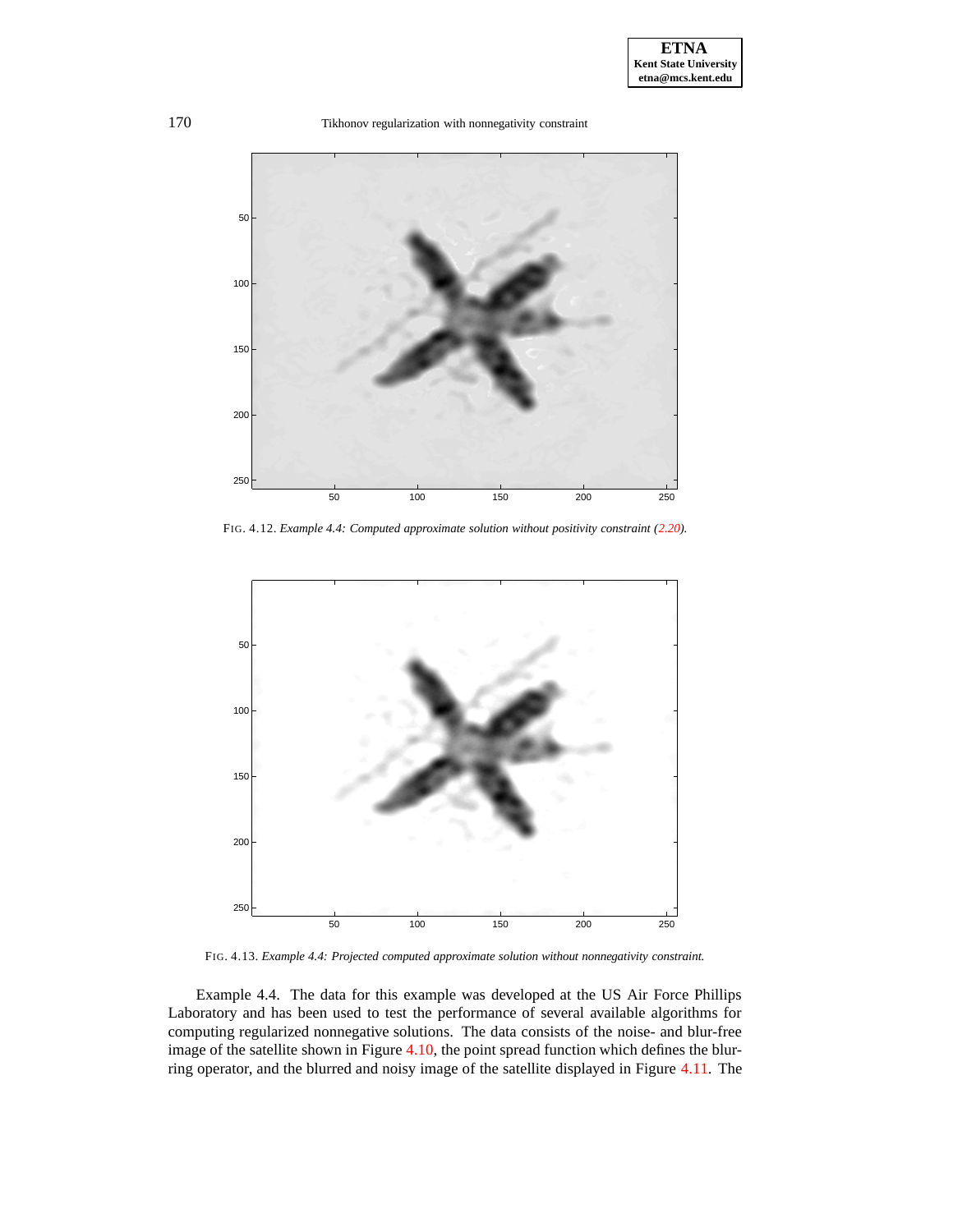FIG. 4.12. *Example 4.4: Computed approximate solution without positivity constraint (2.20).*

FIG. 4.13. *Example 4.4: Projected computed approximate solution without nonnegativity constraint.*

Example 4.4. The data for this example was developed at the US Air Force Phillips Laboratory and has been used to test the performance of several available algorithms for computing regularized nonnegative solutions. The data consists of the noise- and blur-free image of the satellite shown in Figure 4.10, the point spread function which defines the blurring operator, and the blurred and noisy image of the satellite displayed in Figure 4.11. The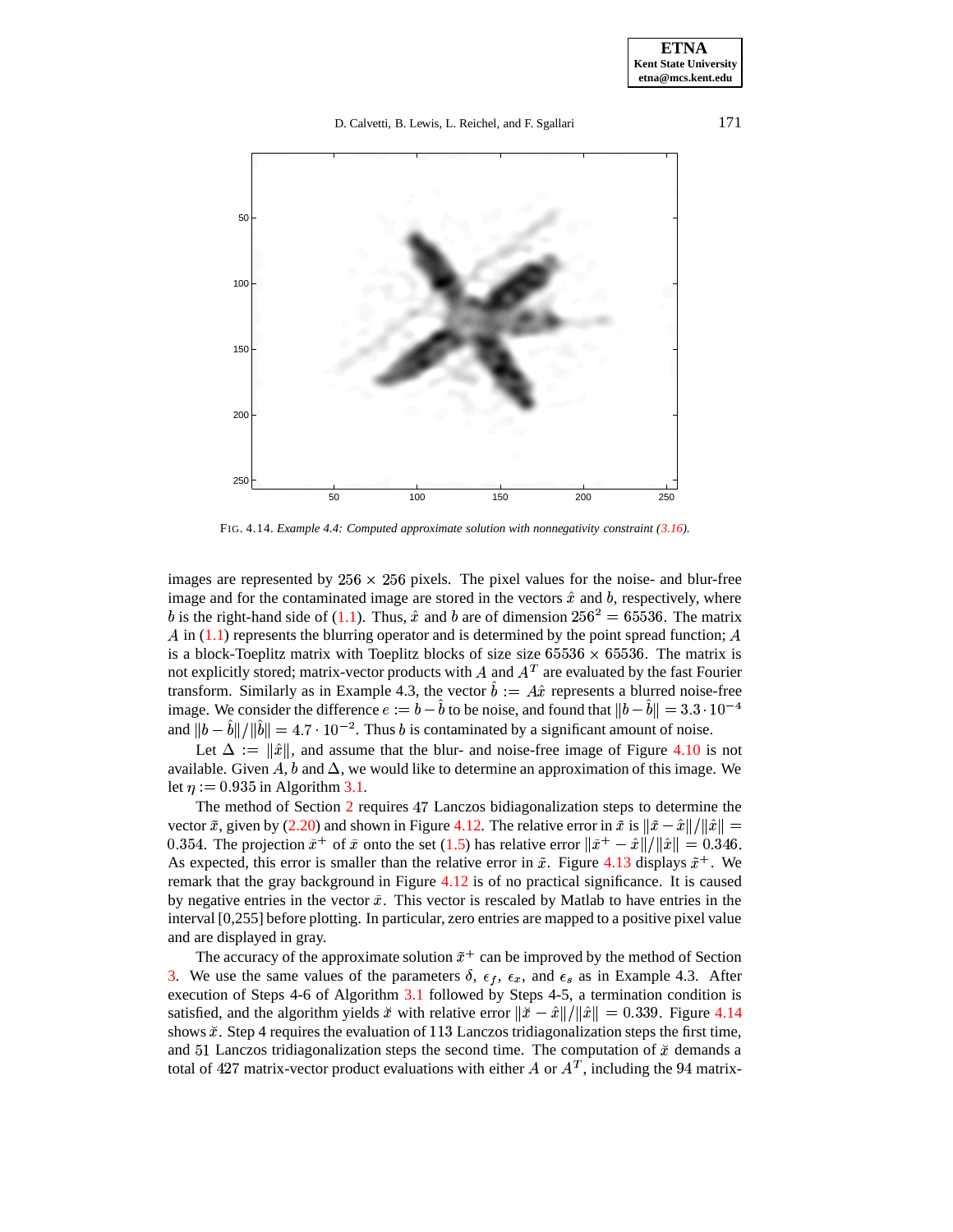FIG. 4.14. *Example 4.4: Computed approximate solution with nonnegativity constraint (3.16).*

images are represented by $256 \times 256$ pixels. The pixel values for the noise- and blur-free image and for the contaminated image are stored in the vectors $\hat{x}$ and $b$, respectively, where $b$ is the right-hand side of (1.1). Thus, $\hat{x}$ and $b$ are of dimension $256^2 = 65536$. The matrix $A$ in (1.1) represents the blurring operator and is determined by the point spread function; $A$ is a block-Toeplitz matrix with Toeplitz blocks of size size $65536 \times 65536$. The matrix is not explicitly stored; matrix-vector products with $A$ and $A^T$ are evaluated by the fast Fourier transform. Similarly as in Example 4.3, the vector $\hat{b} := A\hat{x}$ represents a blurred noise-free image. We consider the difference $e := b - \hat{b}$ to be noise, and found that $\|b - \hat{b}\| = 3.3 \cdot 10^{-4}$ and $\|b - \hat{b}\| / \|\hat{b}\| = 4.7 \cdot 10^{-2}$. Thus $b$ is contaminated by a significant amount of noise.

Let $\Delta := \|\hat{x}\|$, and assume that the blur- and noise-free image of Figure 4.10 is not available. Given $A$, $b$ and $\Delta$, we would like to determine an approximation of this image. We let $\eta := 0.935$ in Algorithm 3.1.

The method of Section 2 requires 47 Lanczos bidiagonalization steps to determine the vector $\tilde{x}$, given by (2.20) and shown in Figure 4.12. The relative error in $\tilde{x}$ is $\|\tilde{x} - \hat{x}\| / \|\hat{x}\| = 0.354$. The projection $\tilde{x}^+$ of $\tilde{x}$ onto the set (1.5) has relative error $\|\tilde{x}^+ - \hat{x}\| / \|\hat{x}\| = 0.346$. As expected, this error is smaller than the relative error in $\tilde{x}$. Figure 4.13 displays $\tilde{x}^+$. We remark that the gray background in Figure 4.12 is of no practical significance. It is caused by negative entries in the vector $\tilde{x}$. This vector is rescaled by Matlab to have entries in the interval [0,255] before plotting. In particular, zero entries are mapped to a positive pixel value and are displayed in gray.

The accuracy of the approximate solution $\tilde{x}^+$ can be improved by the method of Section 3. We use the same values of the parameters $\delta$, $\epsilon_f$, $\epsilon_x$, and $\epsilon_s$ as in Example 4.3. After execution of Steps 4-6 of Algorithm 3.1 followed by Steps 4-5, a termination condition is satisfied, and the algorithm yields $\breve{x}$ with relative error $\|\breve{x} - \hat{x}\| / \|\hat{x}\| = 0.339$. Figure 4.14 shows $\breve{x}$. Step 4 requires the evaluation of 113 Lanczos tridiagonalization steps the first time, and 51 Lanczos tridiagonalization steps the second time. The computation of $\breve{x}$ demands a total of 427 matrix-vector product evaluations with either $A$ or $A^T$, including the 94 matrix-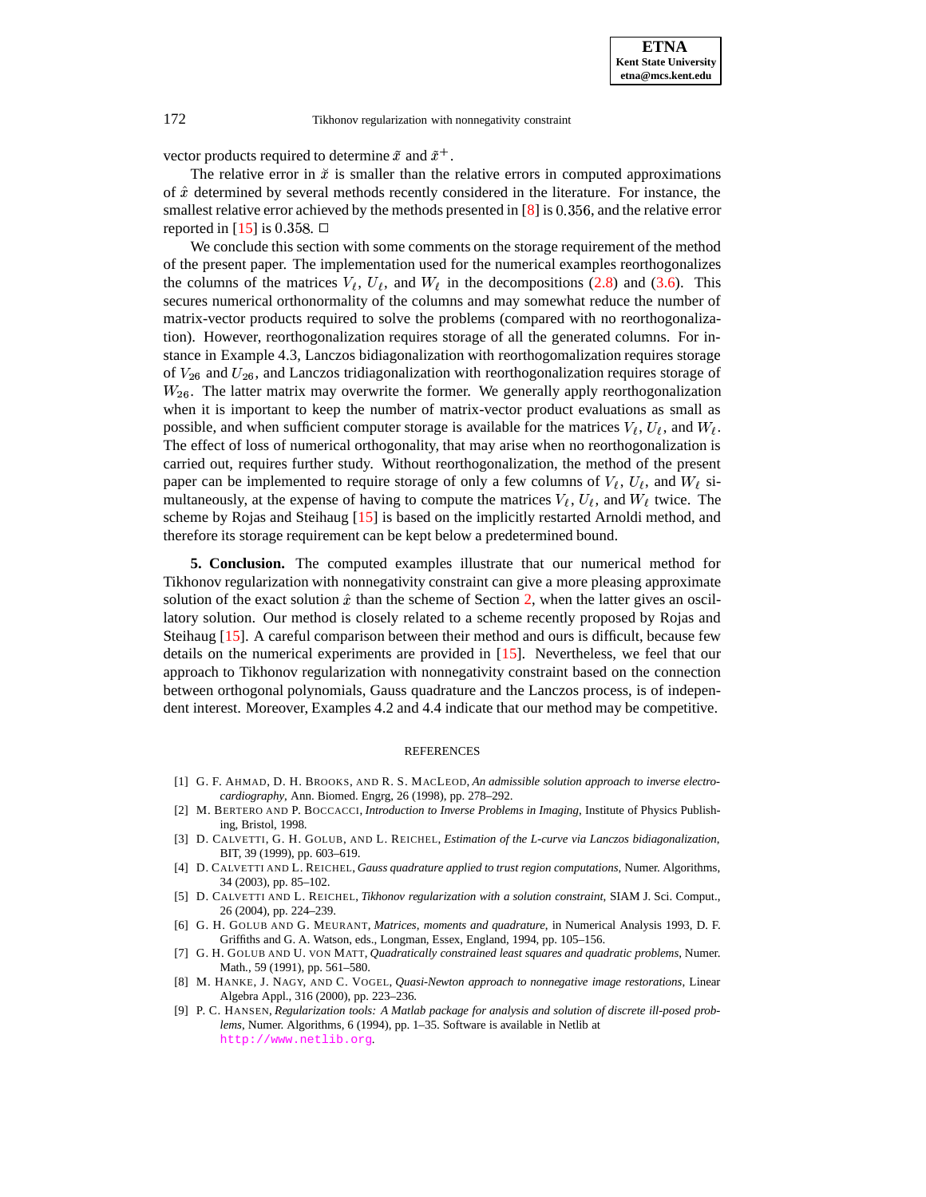vector products required to determine $\tilde{x}$ and $\tilde{x}^+$.

The relative error in $\breve{x}$ is smaller than the relative errors in computed approximations of $\hat{x}$ determined by several methods recently considered in the literature. For instance, the smallest relative error achieved by the methods presented in [8] is $0.356$, and the relative error reported in [15] is $0.358$. □

We conclude this section with some comments on the storage requirement of the method of the present paper. The implementation used for the numerical examples reorthogonalizes the columns of the matrices $V_\ell$, $U_\ell$, and $W_\ell$ in the decompositions (2.8) and (3.6). This secures numerical orthonormality of the columns and may somewhat reduce the number of matrix-vector products required to solve the problems (compared with no reorthogonalization). However, reorthogonalization requires storage of all the generated columns. For instance in Example 4.3, Lanczos bidiagonalization with reorthogomalization requires storage of $V_{26}$ and $U_{26}$, and Lanczos tridiagonalization with reorthogonalization requires storage of $W_{26}$. The latter matrix may overwrite the former. We generally apply reorthogonalization when it is important to keep the number of matrix-vector product evaluations as small as possible, and when sufficient computer storage is available for the matrices $V_\ell$, $U_\ell$, and $W_\ell$. The effect of loss of numerical orthogonality, that may arise when no reorthogonalization is carried out, requires further study. Without reorthogonalization, the method of the present paper can be implemented to require storage of only a few columns of $V_\ell$, $U_\ell$, and $W_\ell$ simultaneously, at the expense of having to compute the matrices $V_\ell$, $U_\ell$, and $W_\ell$ twice. The scheme by Rojas and Steihaug [15] is based on the implicitly restarted Arnoldi method, and therefore its storage requirement can be kept below a predetermined bound.

**5. Conclusion.** The computed examples illustrate that our numerical method for Tikhonov regularization with nonnegativity constraint can give a more pleasing approximate solution of the exact solution $\hat{x}$ than the scheme of Section 2, when the latter gives an oscillatory solution. Our method is closely related to a scheme recently proposed by Rojas and Steihaug [15]. A careful comparison between their method and ours is difficult, because few details on the numerical experiments are provided in [15]. Nevertheless, we feel that our approach to Tikhonov regularization with nonnegativity constraint based on the connection between orthogonal polynomials, Gauss quadrature and the Lanczos process, is of independent interest. Moreover, Examples 4.2 and 4.4 indicate that our method may be competitive.

## REFERENCES

[1] G. F. Ahmad, D. H. Brooks, and R. S. MacLeod, *An admissible solution approach to inverse electrocardiography*, Ann. Biomed. Engrg, 26 (1998), pp. 278–292.

[2] M. Bertero and P. Boccacci, *Introduction to Inverse Problems in Imaging*, Institute of Physics Publishing, Bristol, 1998.

[3] D. Calvetti, G. H. Golub, and L. Reichel, *Estimation of the L-curve via Lanczos bidiagonalization*, BIT, 39 (1999), pp. 603–619.

[4] D. Calvetti and L. Reichel, *Gauss quadrature applied to trust region computations*, Numer. Algorithms, 34 (2003), pp. 85–102.

[5] D. Calvetti and L. Reichel, *Tikhonov regularization with a solution constraint*, SIAM J. Sci. Comput., 26 (2004), pp. 224–239.

[6] G. H. Golub and G. Meurant, *Matrices, moments and quadrature*, in Numerical Analysis 1993, D. F. Griffiths and G. A. Watson, eds., Longman, Essex, England, 1994, pp. 105–156.

[7] G. H. Golub and U. von Matt, *Quadratically constrained least squares and quadratic problems*, Numer. Math., 59 (1991), pp. 561–580.

[8] M. Hanke, J. Nagy, and C. Vogel, *Quasi-Newton approach to nonnegative image restorations*, Linear Algebra Appl., 316 (2000), pp. 223–236.

[9] P. C. Hansen, *Regularization tools: A Matlab package for analysis and solution of discrete ill-posed problems*, Numer. Algorithms, 6 (1994), pp. 1–35. Software is available in Netlib at http://www.netlib.org.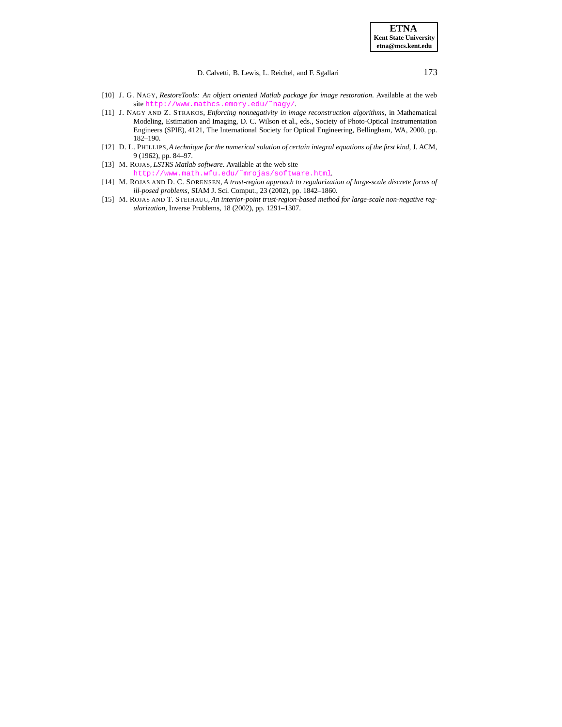[10] J. G. Nagy, *RestoreTools: An object oriented Matlab package for image restoration*. Available at the web site http://www.mathcs.emory.edu/~nagy/.

[11] J. Nagy and Z. Strakos, *Enforcing nonnegativity in image reconstruction algorithms*, in Mathematical Modeling, Estimation and Imaging, D. C. Wilson et al., eds., Society of Photo-Optical Instrumentation Engineers (SPIE), 4121, The International Society for Optical Engineering, Bellingham, WA, 2000, pp. 182–190.

[12] D. L. Phillips, *A technique for the numerical solution of certain integral equations of the first kind*, J. ACM, 9 (1962), pp. 84–97.

[13] M. Rojas, *LSTRS Matlab software*. Available at the web site http://www.math.wfu.edu/~mrojas/software.html.

[14] M. Rojas and D. C. Sorensen, *A trust-region approach to regularization of large-scale discrete forms of ill-posed problems*, SIAM J. Sci. Comput., 23 (2002), pp. 1842–1860.

[15] M. Rojas and T. Steihaug, *An interior-point trust-region-based method for large-scale non-negative regularization*, Inverse Problems, 18 (2002), pp. 1291–1307.